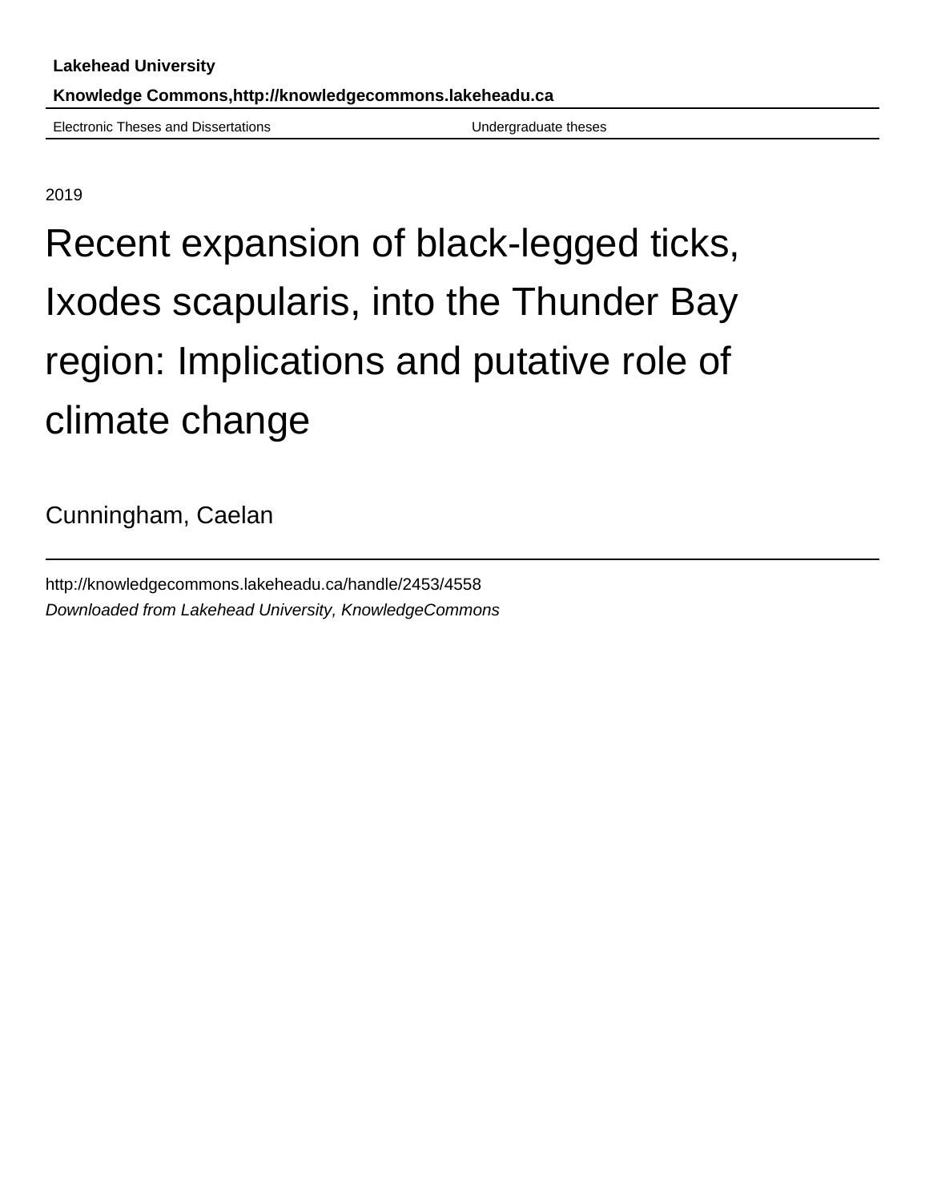**Lakehead University**

**Knowledge Commons,http://knowledgecommons.lakeheadu.ca**

Electronic Theses and Dissertations | Undergraduate theses

2019

# Recent expansion of black-legged ticks, Ixodes scapularis, into the Thunder Bay region: Implications and putative role of climate change

Cunningham, Caelan

http://knowledgecommons.lakeheadu.ca/handle/2453/4558

*Downloaded from Lakehead University, KnowledgeCommons*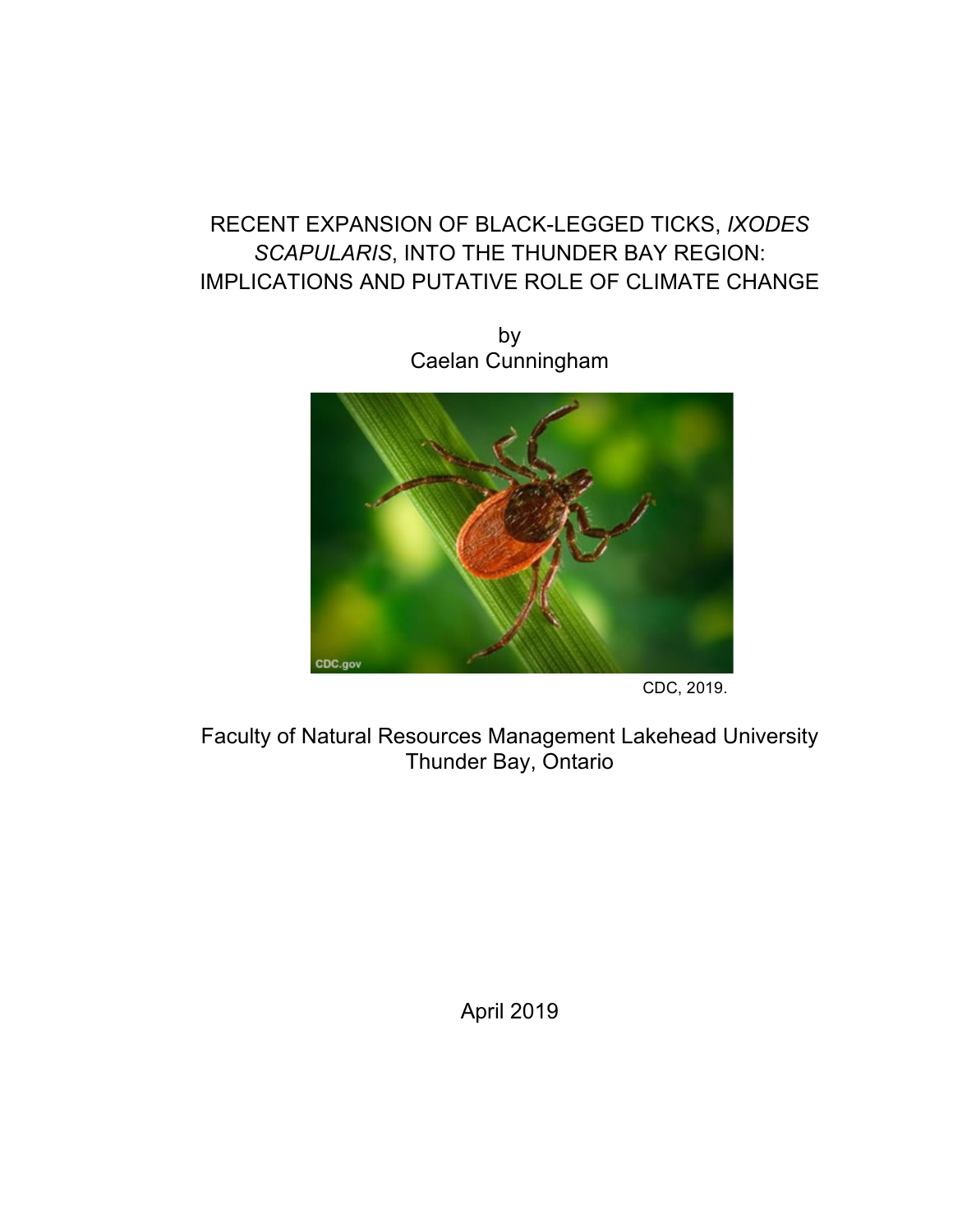# RECENT EXPANSION OF BLACK-LEGGED TICKS, *IXODES SCAPULARIS*, INTO THE THUNDER BAY REGION: IMPLICATIONS AND PUTATIVE ROLE OF CLIMATE CHANGE

by

Caelan Cunningham

CDC, 2019.

Faculty of Natural Resources Management Lakehead University
Thunder Bay, Ontario

April 2019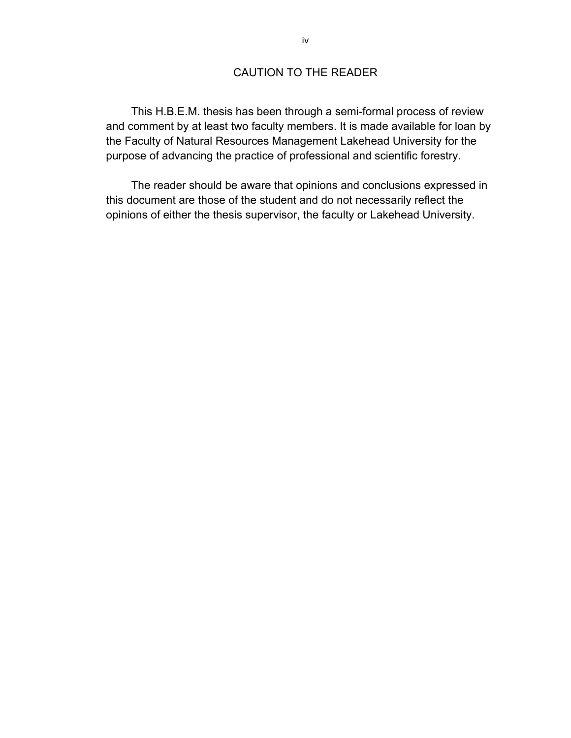# CAUTION TO THE READER

This H.B.E.M. thesis has been through a semi-formal process of review and comment by at least two faculty members. It is made available for loan by the Faculty of Natural Resources Management Lakehead University for the purpose of advancing the practice of professional and scientific forestry.

The reader should be aware that opinions and conclusions expressed in this document are those of the student and do not necessarily reflect the opinions of either the thesis supervisor, the faculty or Lakehead University.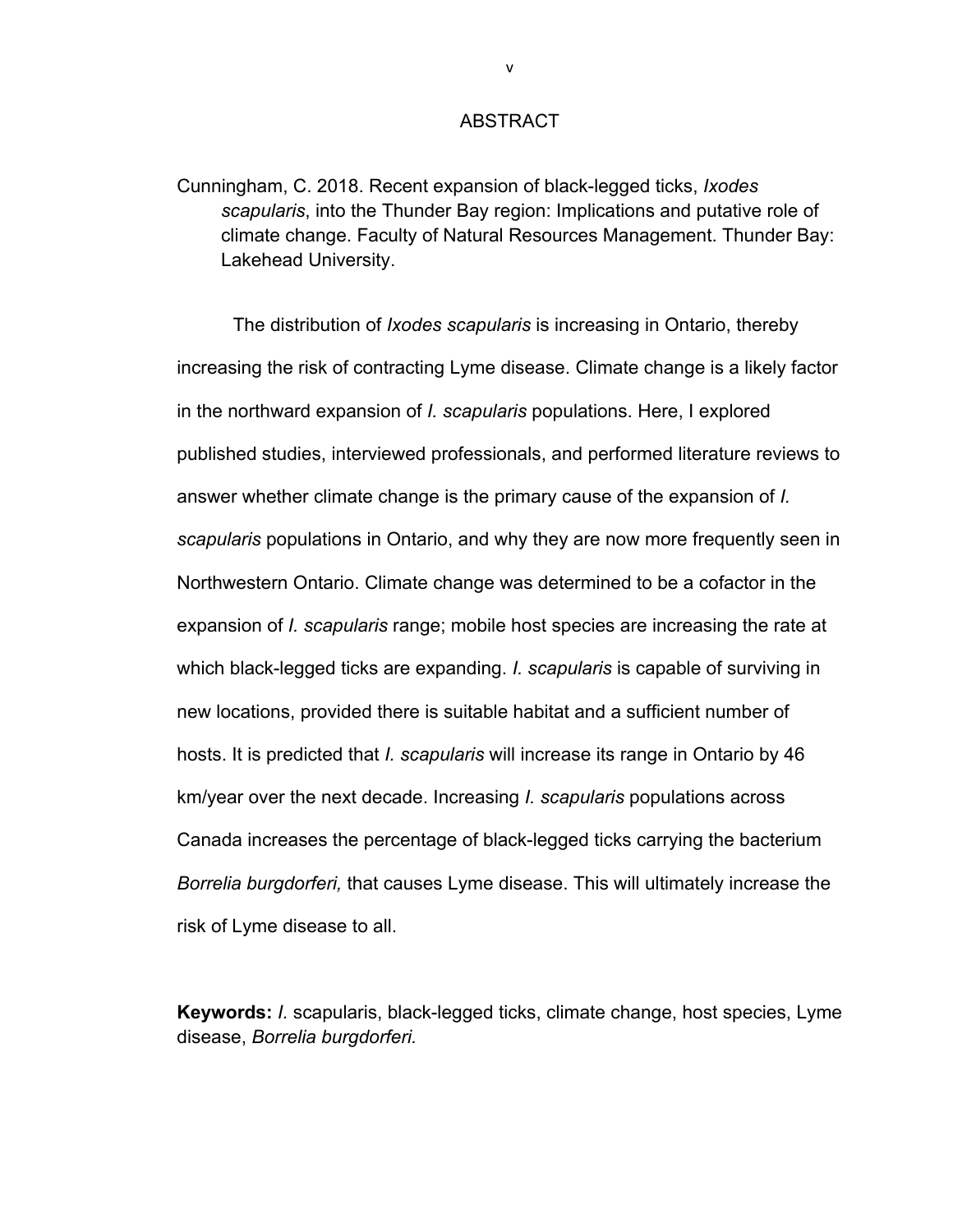# ABSTRACT

Cunningham, C. 2018. Recent expansion of black-legged ticks, *Ixodes scapularis*, into the Thunder Bay region: Implications and putative role of climate change. Faculty of Natural Resources Management. Thunder Bay: Lakehead University.

The distribution of *Ixodes scapularis* is increasing in Ontario, thereby increasing the risk of contracting Lyme disease. Climate change is a likely factor in the northward expansion of *I. scapularis* populations. Here, I explored published studies, interviewed professionals, and performed literature reviews to answer whether climate change is the primary cause of the expansion of *I. scapularis* populations in Ontario, and why they are now more frequently seen in Northwestern Ontario. Climate change was determined to be a cofactor in the expansion of *I. scapularis* range; mobile host species are increasing the rate at which black-legged ticks are expanding. *I. scapularis* is capable of surviving in new locations, provided there is suitable habitat and a sufficient number of hosts. It is predicted that *I. scapularis* will increase its range in Ontario by 46 km/year over the next decade. Increasing *I. scapularis* populations across Canada increases the percentage of black-legged ticks carrying the bacterium *Borrelia burgdorferi,* that causes Lyme disease. This will ultimately increase the risk of Lyme disease to all.

**Keywords:** *I.* scapularis, black-legged ticks, climate change, host species, Lyme disease, *Borrelia burgdorferi.*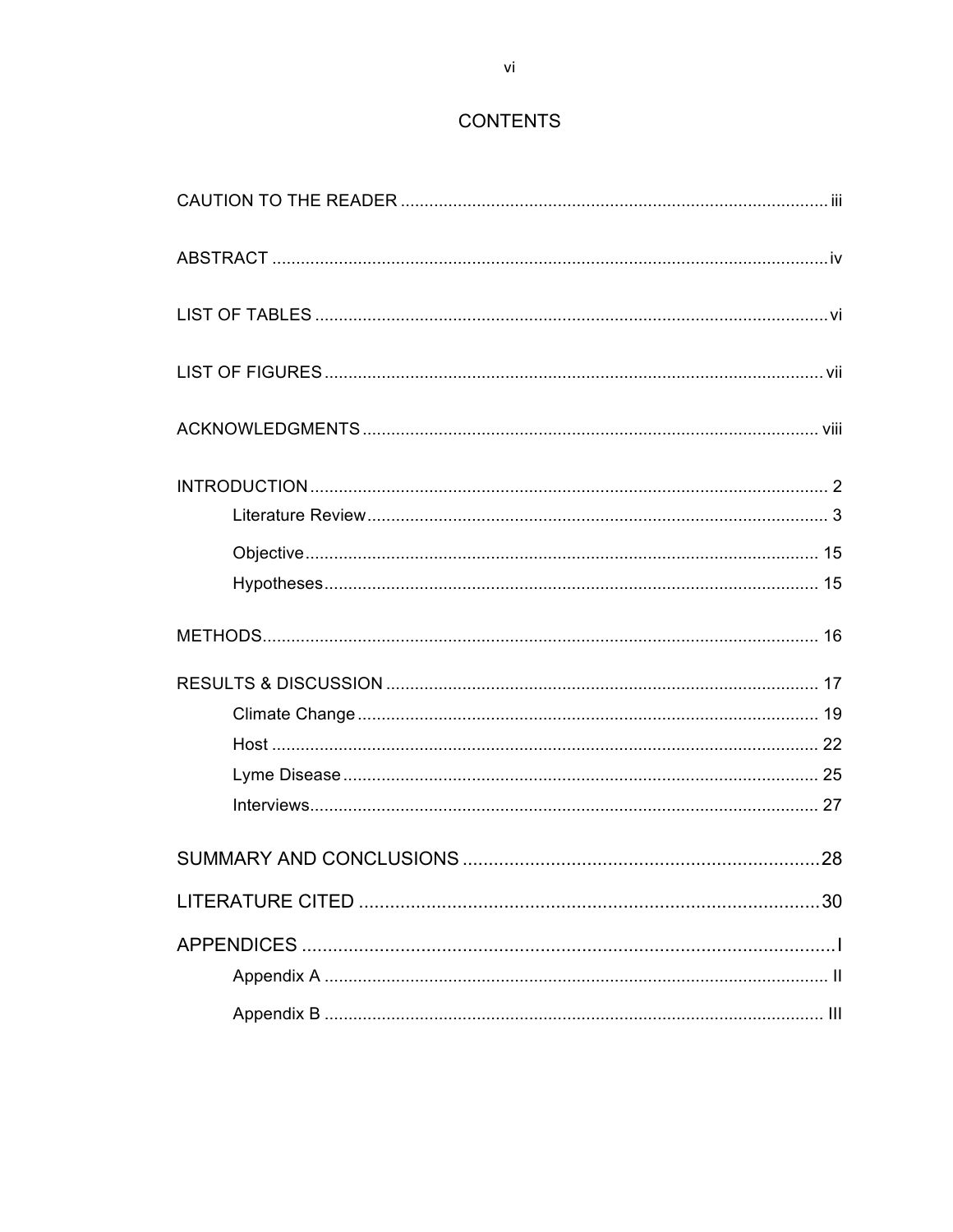# CONTENTS

CAUTION TO THE READER ..... iii

ABSTRACT ..... iv

LIST OF TABLES ..... vi

LIST OF FIGURES ..... vii

ACKNOWLEDGMENTS ..... viii

INTRODUCTION ..... 2
- Literature Review ..... 3
- Objective ..... 15
- Hypotheses ..... 15

METHODS ..... 16

RESULTS & DISCUSSION ..... 17
- Climate Change ..... 19
- Host ..... 22
- Lyme Disease ..... 25
- Interviews ..... 27

SUMMARY AND CONCLUSIONS ..... 28

LITERATURE CITED ..... 30

APPENDICES ..... I
- Appendix A ..... II
- Appendix B ..... III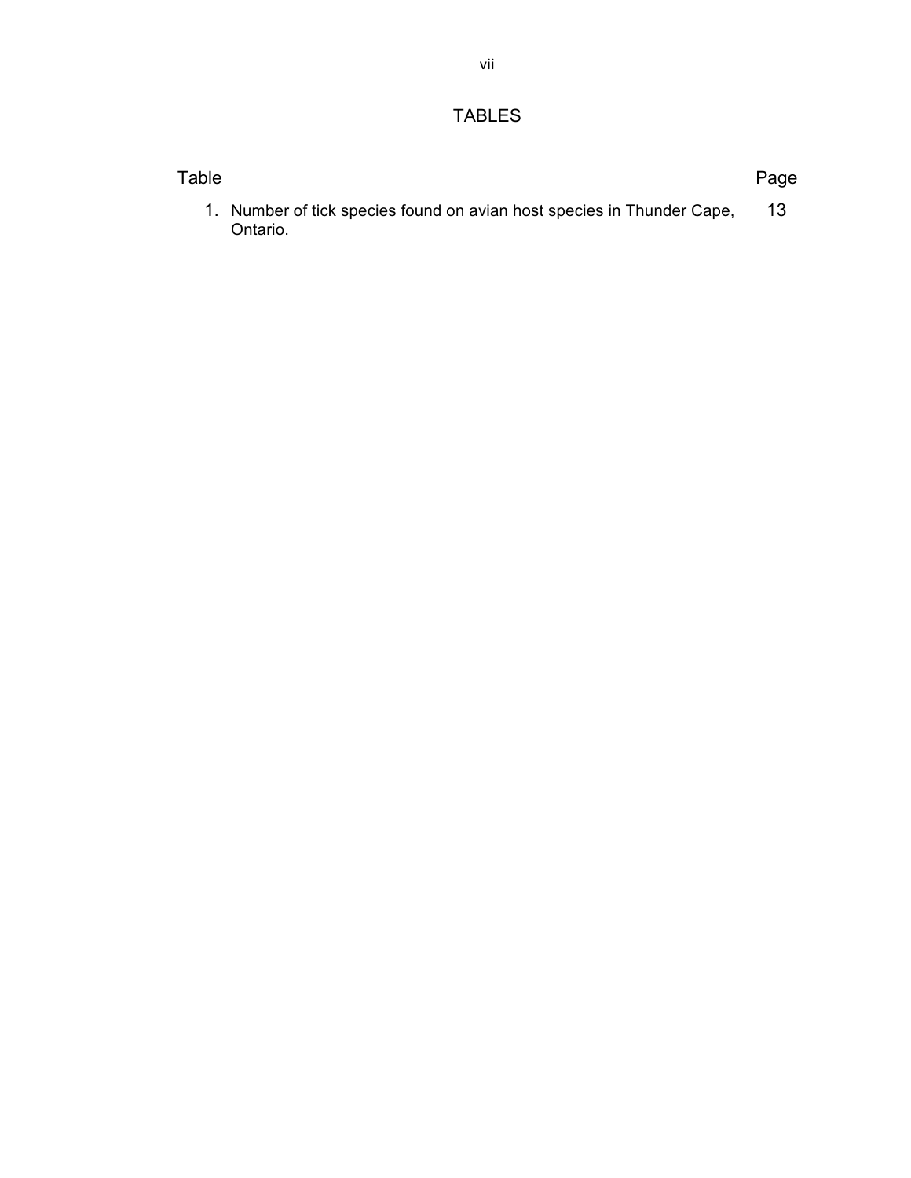# TABLES

| Table | Page |
|---|---|
| 1. Number of tick species found on avian host species in Thunder Cape, Ontario. | 13 |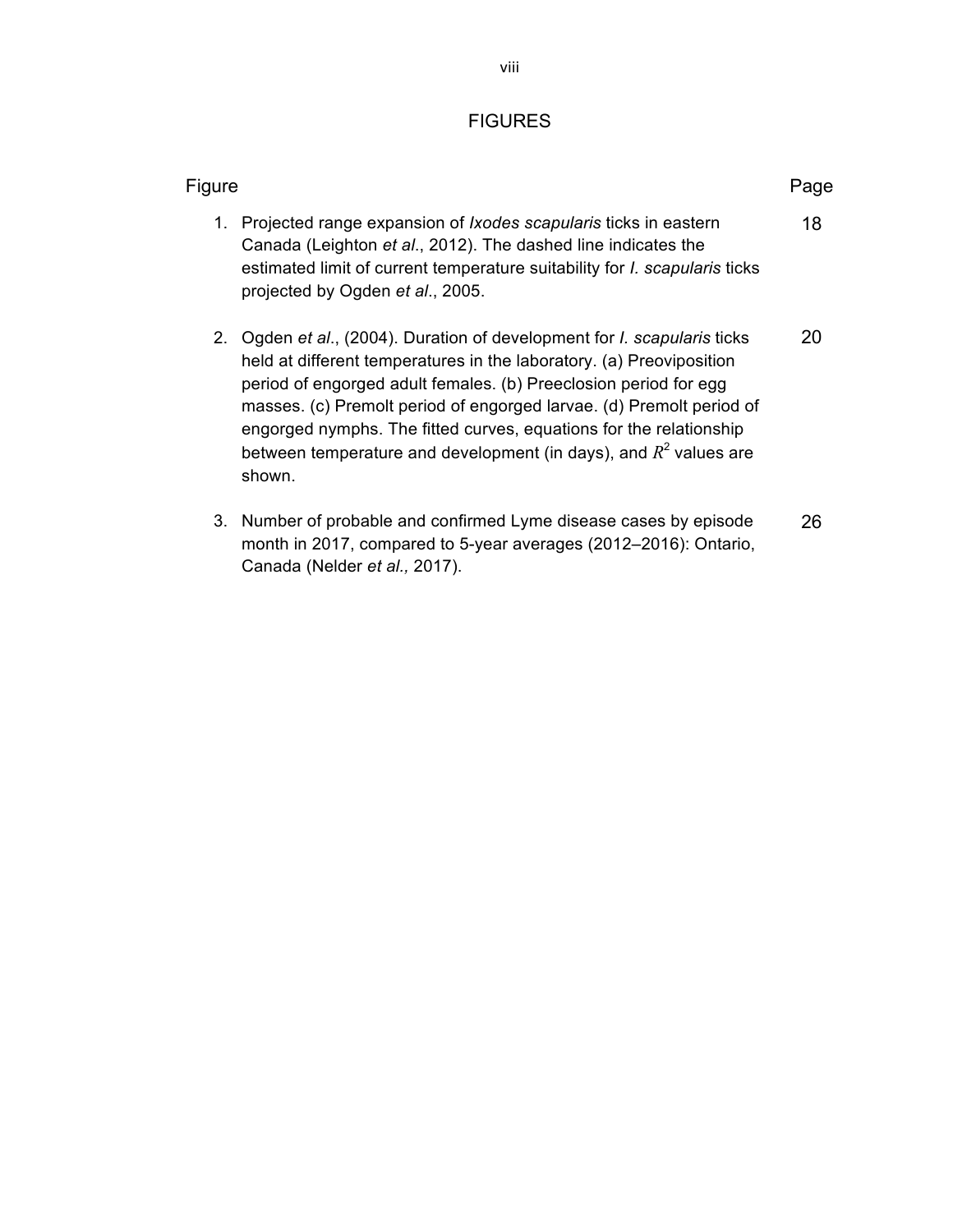# FIGURES

| Figure | Page |
|---|---|
| 1. Projected range expansion of *Ixodes scapularis* ticks in eastern Canada (Leighton *et al*., 2012). The dashed line indicates the estimated limit of current temperature suitability for *I. scapularis* ticks projected by Ogden *et al*., 2005. | 18 |
| 2. Ogden *et al*., (2004). Duration of development for *I. scapularis* ticks held at different temperatures in the laboratory. (a) Preoviposition period of engorged adult females. (b) Preeclosion period for egg masses. (c) Premolt period of engorged larvae. (d) Premolt period of engorged nymphs. The fitted curves, equations for the relationship between temperature and development (in days), and $R^2$ values are shown. | 20 |
| 3. Number of probable and confirmed Lyme disease cases by episode month in 2017, compared to 5-year averages (2012–2016): Ontario, Canada (Nelder *et al.,* 2017). | 26 |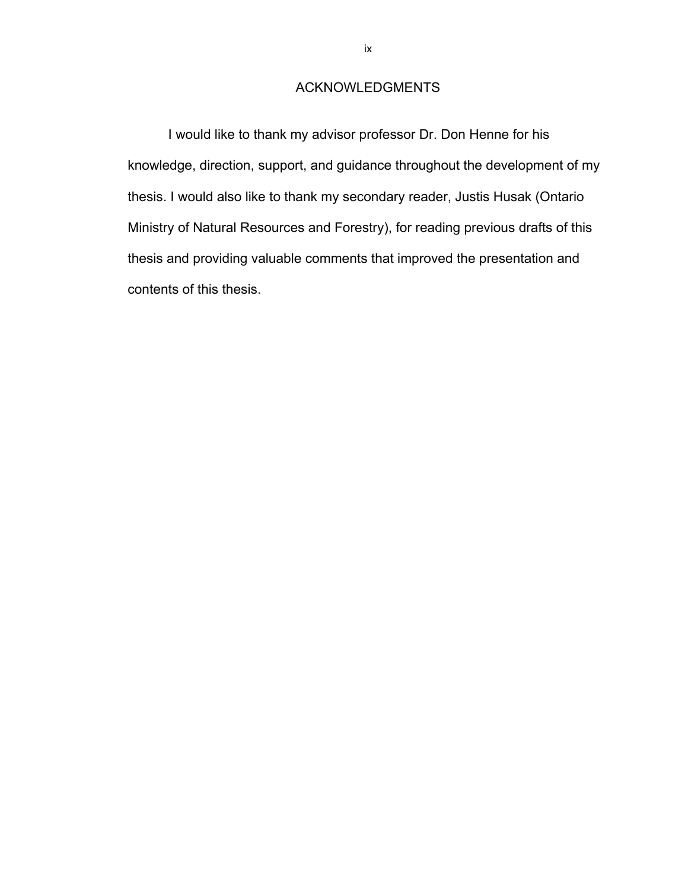# ACKNOWLEDGMENTS

I would like to thank my advisor professor Dr. Don Henne for his knowledge, direction, support, and guidance throughout the development of my thesis. I would also like to thank my secondary reader, Justis Husak (Ontario Ministry of Natural Resources and Forestry), for reading previous drafts of this thesis and providing valuable comments that improved the presentation and contents of this thesis.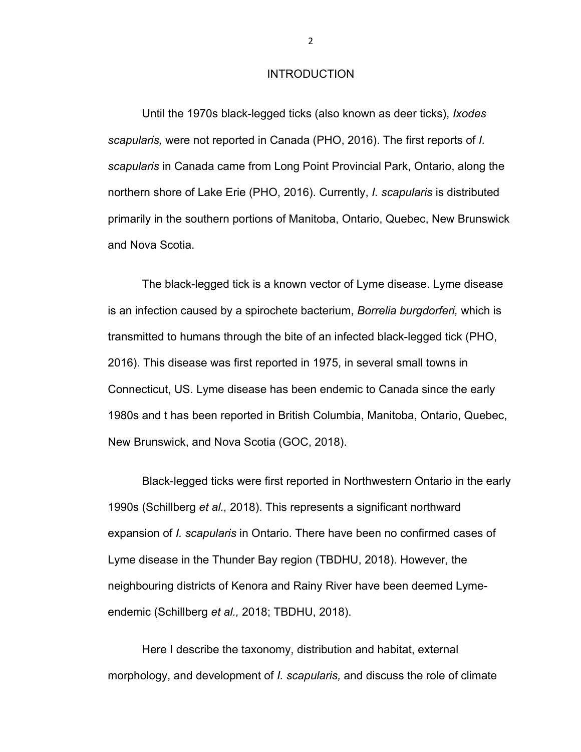# INTRODUCTION

Until the 1970s black-legged ticks (also known as deer ticks), *Ixodes scapularis,* were not reported in Canada (PHO, 2016). The first reports of *I. scapularis* in Canada came from Long Point Provincial Park, Ontario, along the northern shore of Lake Erie (PHO, 2016). Currently, *I. scapularis* is distributed primarily in the southern portions of Manitoba, Ontario, Quebec, New Brunswick and Nova Scotia.

The black-legged tick is a known vector of Lyme disease. Lyme disease is an infection caused by a spirochete bacterium, *Borrelia burgdorferi,* which is transmitted to humans through the bite of an infected black-legged tick (PHO, 2016). This disease was first reported in 1975, in several small towns in Connecticut, US. Lyme disease has been endemic to Canada since the early 1980s and t has been reported in British Columbia, Manitoba, Ontario, Quebec, New Brunswick, and Nova Scotia (GOC, 2018).

Black-legged ticks were first reported in Northwestern Ontario in the early 1990s (Schillberg *et al.,* 2018). This represents a significant northward expansion of *I. scapularis* in Ontario. There have been no confirmed cases of Lyme disease in the Thunder Bay region (TBDHU, 2018). However, the neighbouring districts of Kenora and Rainy River have been deemed Lyme-endemic (Schillberg *et al.,* 2018; TBDHU, 2018).

Here I describe the taxonomy, distribution and habitat, external morphology, and development of *I. scapularis,* and discuss the role of climate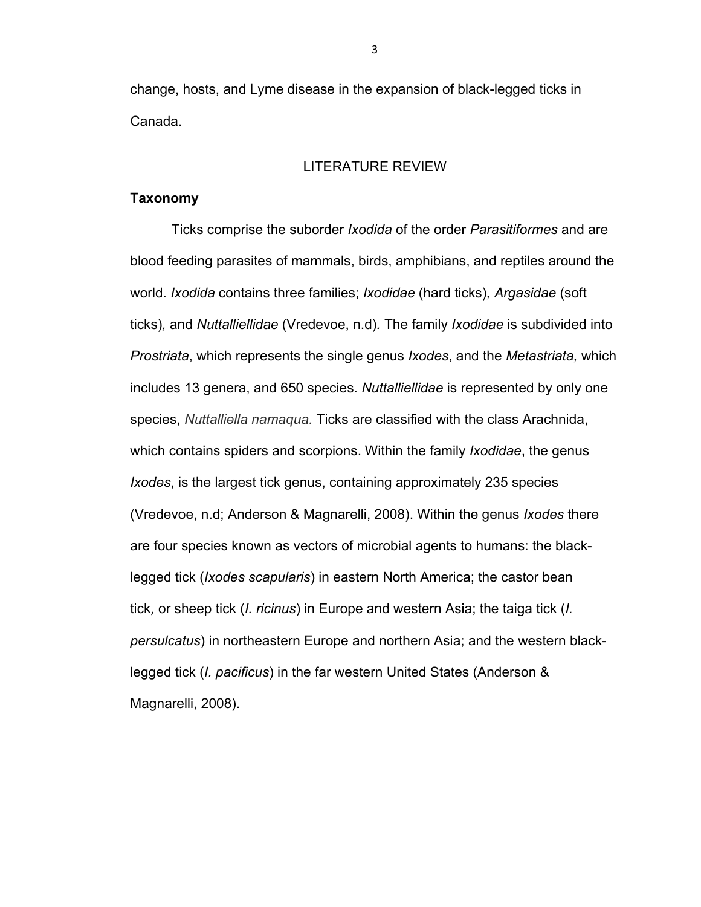change, hosts, and Lyme disease in the expansion of black-legged ticks in Canada.

## LITERATURE REVIEW

### Taxonomy

Ticks comprise the suborder *Ixodida* of the order *Parasitiformes* and are blood feeding parasites of mammals, birds, amphibians, and reptiles around the world. *Ixodida* contains three families; *Ixodidae* (hard ticks), *Argasidae* (soft ticks), and *Nuttalliellidae* (Vredevoe, n.d). The family *Ixodidae* is subdivided into *Prostriata*, which represents the single genus *Ixodes*, and the *Metastriata,* which includes 13 genera, and 650 species. *Nuttalliellidae* is represented by only one species, *Nuttalliella namaqua.* Ticks are classified with the class Arachnida, which contains spiders and scorpions. Within the family *Ixodidae*, the genus *Ixodes*, is the largest tick genus, containing approximately 235 species (Vredevoe, n.d; Anderson & Magnarelli, 2008). Within the genus *Ixodes* there are four species known as vectors of microbial agents to humans: the black-legged tick (*Ixodes scapularis*) in eastern North America; the castor bean tick, or sheep tick (*I. ricinus*) in Europe and western Asia; the taiga tick (*I. persulcatus*) in northeastern Europe and northern Asia; and the western black-legged tick (*I. pacificus*) in the far western United States (Anderson & Magnarelli, 2008).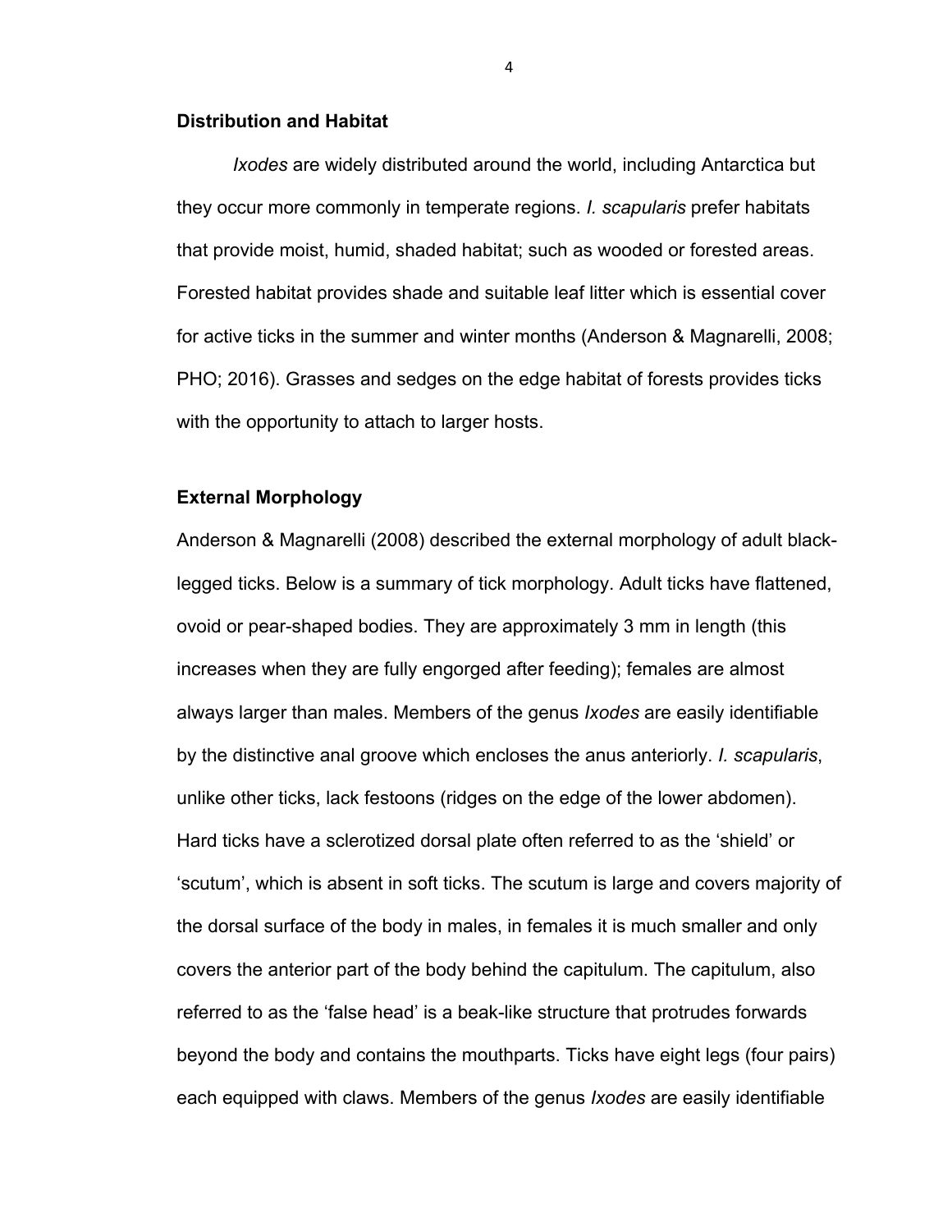### Distribution and Habitat

*Ixodes* are widely distributed around the world, including Antarctica but they occur more commonly in temperate regions. *I. scapularis* prefer habitats that provide moist, humid, shaded habitat; such as wooded or forested areas. Forested habitat provides shade and suitable leaf litter which is essential cover for active ticks in the summer and winter months (Anderson & Magnarelli, 2008; PHO; 2016). Grasses and sedges on the edge habitat of forests provides ticks with the opportunity to attach to larger hosts.

### External Morphology

Anderson & Magnarelli (2008) described the external morphology of adult black-legged ticks. Below is a summary of tick morphology. Adult ticks have flattened, ovoid or pear-shaped bodies. They are approximately 3 mm in length (this increases when they are fully engorged after feeding); females are almost always larger than males. Members of the genus *Ixodes* are easily identifiable by the distinctive anal groove which encloses the anus anteriorly. *I. scapularis*, unlike other ticks, lack festoons (ridges on the edge of the lower abdomen). Hard ticks have a sclerotized dorsal plate often referred to as the 'shield' or 'scutum', which is absent in soft ticks. The scutum is large and covers majority of the dorsal surface of the body in males, in females it is much smaller and only covers the anterior part of the body behind the capitulum. The capitulum, also referred to as the 'false head' is a beak-like structure that protrudes forwards beyond the body and contains the mouthparts. Ticks have eight legs (four pairs) each equipped with claws. Members of the genus *Ixodes* are easily identifiable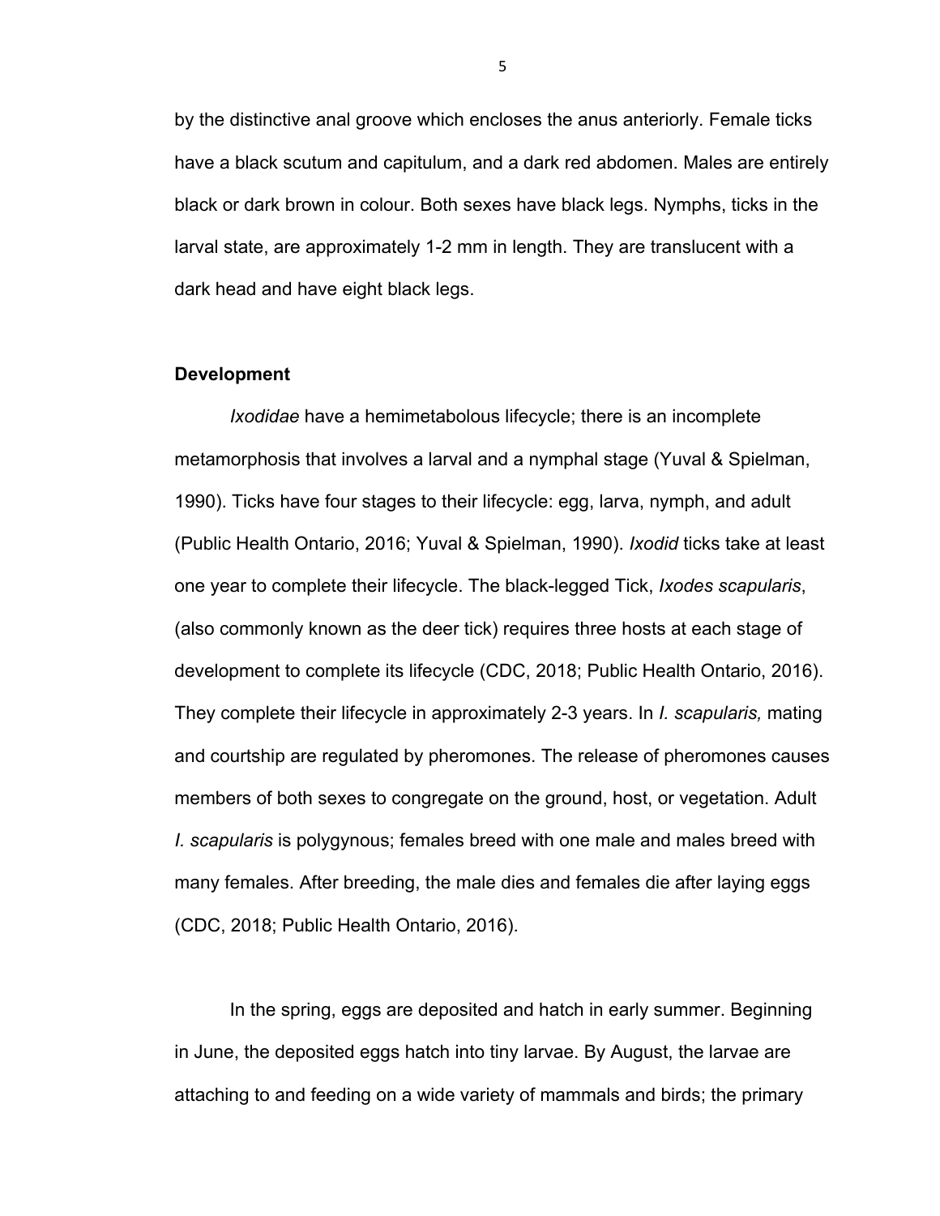by the distinctive anal groove which encloses the anus anteriorly. Female ticks have a black scutum and capitulum, and a dark red abdomen. Males are entirely black or dark brown in colour. Both sexes have black legs. Nymphs, ticks in the larval state, are approximately 1-2 mm in length. They are translucent with a dark head and have eight black legs.

**Development**

*Ixodidae* have a hemimetabolous lifecycle; there is an incomplete metamorphosis that involves a larval and a nymphal stage (Yuval & Spielman, 1990). Ticks have four stages to their lifecycle: egg, larva, nymph, and adult (Public Health Ontario, 2016; Yuval & Spielman, 1990). *Ixodid* ticks take at least one year to complete their lifecycle. The black-legged Tick, *Ixodes scapularis*, (also commonly known as the deer tick) requires three hosts at each stage of development to complete its lifecycle (CDC, 2018; Public Health Ontario, 2016). They complete their lifecycle in approximately 2-3 years. In *I. scapularis,* mating and courtship are regulated by pheromones. The release of pheromones causes members of both sexes to congregate on the ground, host, or vegetation. Adult *I. scapularis* is polygynous; females breed with one male and males breed with many females. After breeding, the male dies and females die after laying eggs (CDC, 2018; Public Health Ontario, 2016).

In the spring, eggs are deposited and hatch in early summer. Beginning in June, the deposited eggs hatch into tiny larvae. By August, the larvae are attaching to and feeding on a wide variety of mammals and birds; the primary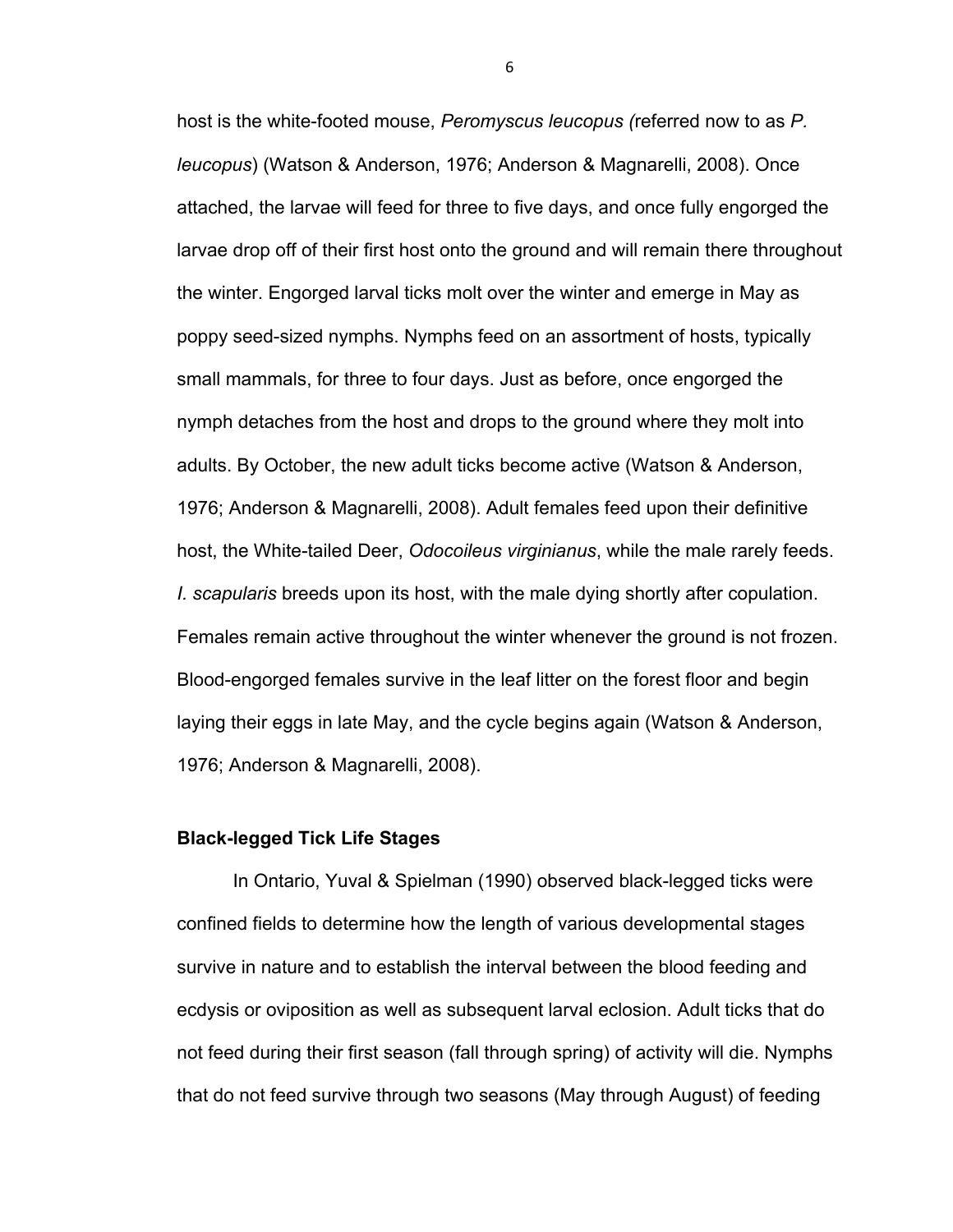host is the white-footed mouse, *Peromyscus leucopus (*referred now to as *P. leucopus*) (Watson & Anderson, 1976; Anderson & Magnarelli, 2008). Once attached, the larvae will feed for three to five days, and once fully engorged the larvae drop off of their first host onto the ground and will remain there throughout the winter. Engorged larval ticks molt over the winter and emerge in May as poppy seed-sized nymphs. Nymphs feed on an assortment of hosts, typically small mammals, for three to four days. Just as before, once engorged the nymph detaches from the host and drops to the ground where they molt into adults. By October, the new adult ticks become active (Watson & Anderson, 1976; Anderson & Magnarelli, 2008). Adult females feed upon their definitive host, the White-tailed Deer, *Odocoileus virginianus*, while the male rarely feeds. *I. scapularis* breeds upon its host, with the male dying shortly after copulation. Females remain active throughout the winter whenever the ground is not frozen. Blood-engorged females survive in the leaf litter on the forest floor and begin laying their eggs in late May, and the cycle begins again (Watson & Anderson, 1976; Anderson & Magnarelli, 2008).

## Black-legged Tick Life Stages

In Ontario, Yuval & Spielman (1990) observed black-legged ticks were confined fields to determine how the length of various developmental stages survive in nature and to establish the interval between the blood feeding and ecdysis or oviposition as well as subsequent larval eclosion. Adult ticks that do not feed during their first season (fall through spring) of activity will die. Nymphs that do not feed survive through two seasons (May through August) of feeding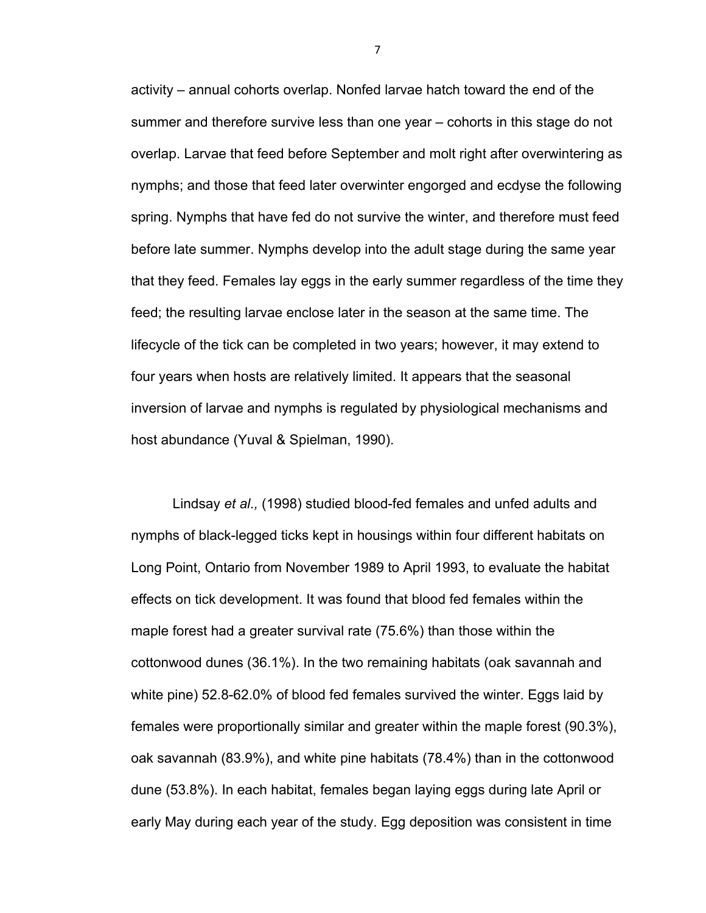activity – annual cohorts overlap. Nonfed larvae hatch toward the end of the summer and therefore survive less than one year – cohorts in this stage do not overlap. Larvae that feed before September and molt right after overwintering as nymphs; and those that feed later overwinter engorged and ecdyse the following spring. Nymphs that have fed do not survive the winter, and therefore must feed before late summer. Nymphs develop into the adult stage during the same year that they feed. Females lay eggs in the early summer regardless of the time they feed; the resulting larvae enclose later in the season at the same time. The lifecycle of the tick can be completed in two years; however, it may extend to four years when hosts are relatively limited. It appears that the seasonal inversion of larvae and nymphs is regulated by physiological mechanisms and host abundance (Yuval & Spielman, 1990).

Lindsay *et al.,* (1998) studied blood-fed females and unfed adults and nymphs of black-legged ticks kept in housings within four different habitats on Long Point, Ontario from November 1989 to April 1993, to evaluate the habitat effects on tick development. It was found that blood fed females within the maple forest had a greater survival rate (75.6%) than those within the cottonwood dunes (36.1%). In the two remaining habitats (oak savannah and white pine) 52.8-62.0% of blood fed females survived the winter. Eggs laid by females were proportionally similar and greater within the maple forest (90.3%), oak savannah (83.9%), and white pine habitats (78.4%) than in the cottonwood dune (53.8%). In each habitat, females began laying eggs during late April or early May during each year of the study. Egg deposition was consistent in time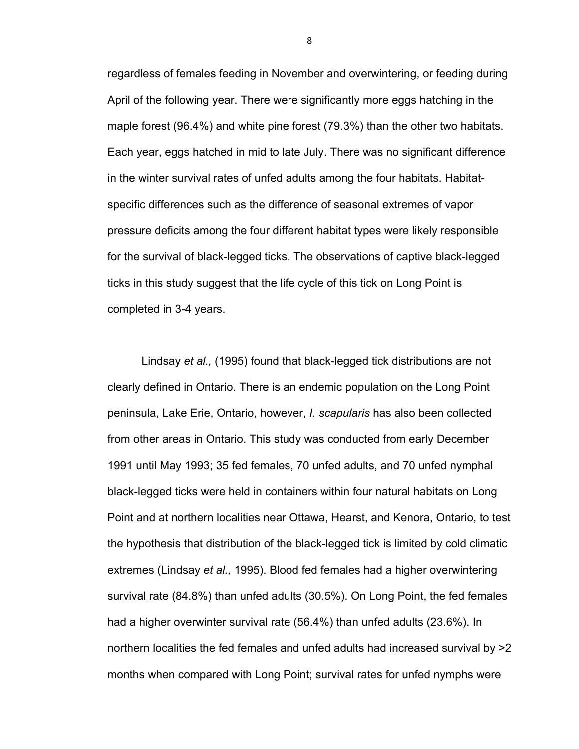regardless of females feeding in November and overwintering, or feeding during April of the following year. There were significantly more eggs hatching in the maple forest (96.4%) and white pine forest (79.3%) than the other two habitats. Each year, eggs hatched in mid to late July. There was no significant difference in the winter survival rates of unfed adults among the four habitats. Habitat-specific differences such as the difference of seasonal extremes of vapor pressure deficits among the four different habitat types were likely responsible for the survival of black-legged ticks. The observations of captive black-legged ticks in this study suggest that the life cycle of this tick on Long Point is completed in 3-4 years.

Lindsay *et al.,* (1995) found that black-legged tick distributions are not clearly defined in Ontario. There is an endemic population on the Long Point peninsula, Lake Erie, Ontario, however, *I. scapularis* has also been collected from other areas in Ontario. This study was conducted from early December 1991 until May 1993; 35 fed females, 70 unfed adults, and 70 unfed nymphal black-legged ticks were held in containers within four natural habitats on Long Point and at northern localities near Ottawa, Hearst, and Kenora, Ontario, to test the hypothesis that distribution of the black-legged tick is limited by cold climatic extremes (Lindsay *et al.,* 1995). Blood fed females had a higher overwintering survival rate (84.8%) than unfed adults (30.5%). On Long Point, the fed females had a higher overwinter survival rate (56.4%) than unfed adults (23.6%). In northern localities the fed females and unfed adults had increased survival by >2 months when compared with Long Point; survival rates for unfed nymphs were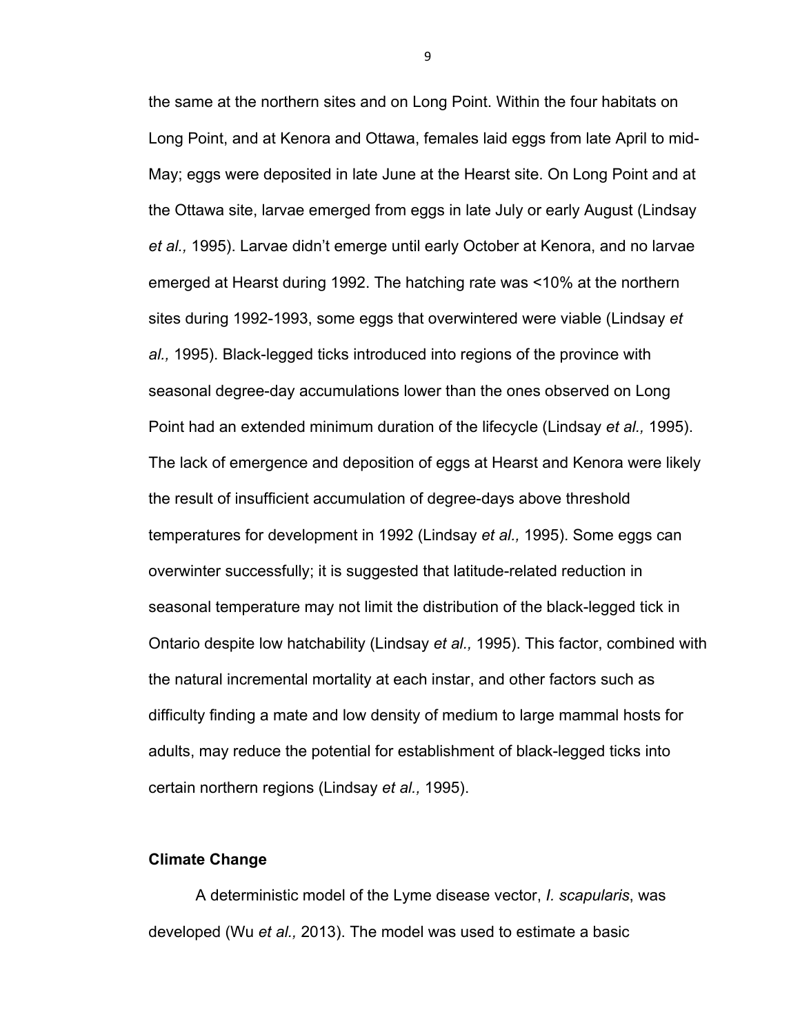the same at the northern sites and on Long Point. Within the four habitats on Long Point, and at Kenora and Ottawa, females laid eggs from late April to mid-May; eggs were deposited in late June at the Hearst site. On Long Point and at the Ottawa site, larvae emerged from eggs in late July or early August (Lindsay *et al.,* 1995). Larvae didn't emerge until early October at Kenora, and no larvae emerged at Hearst during 1992. The hatching rate was <10% at the northern sites during 1992-1993, some eggs that overwintered were viable (Lindsay *et al.,* 1995). Black-legged ticks introduced into regions of the province with seasonal degree-day accumulations lower than the ones observed on Long Point had an extended minimum duration of the lifecycle (Lindsay *et al.,* 1995). The lack of emergence and deposition of eggs at Hearst and Kenora were likely the result of insufficient accumulation of degree-days above threshold temperatures for development in 1992 (Lindsay *et al.,* 1995). Some eggs can overwinter successfully; it is suggested that latitude-related reduction in seasonal temperature may not limit the distribution of the black-legged tick in Ontario despite low hatchability (Lindsay *et al.,* 1995). This factor, combined with the natural incremental mortality at each instar, and other factors such as difficulty finding a mate and low density of medium to large mammal hosts for adults, may reduce the potential for establishment of black-legged ticks into certain northern regions (Lindsay *et al.,* 1995).

## Climate Change

A deterministic model of the Lyme disease vector, *I. scapularis*, was developed (Wu *et al.,* 2013). The model was used to estimate a basic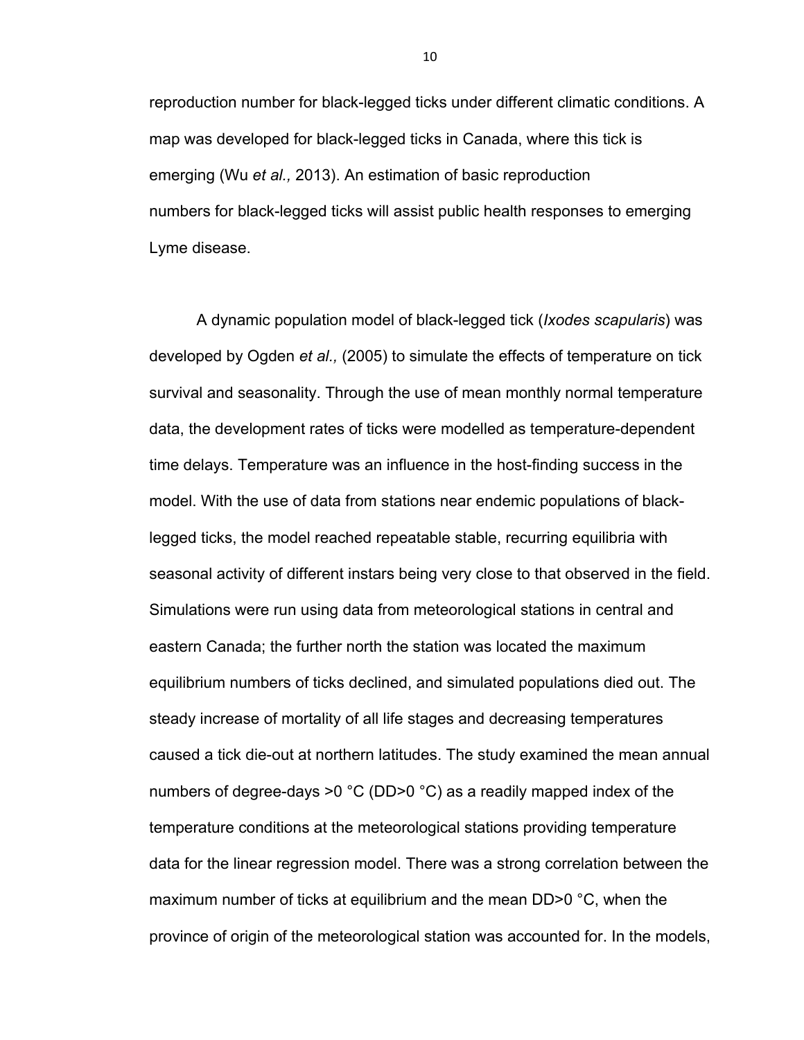reproduction number for black-legged ticks under different climatic conditions. A map was developed for black-legged ticks in Canada, where this tick is emerging (Wu *et al.,* 2013). An estimation of basic reproduction numbers for black-legged ticks will assist public health responses to emerging Lyme disease.

A dynamic population model of black-legged tick (*Ixodes scapularis*) was developed by Ogden *et al.,* (2005) to simulate the effects of temperature on tick survival and seasonality. Through the use of mean monthly normal temperature data, the development rates of ticks were modelled as temperature-dependent time delays. Temperature was an influence in the host-finding success in the model. With the use of data from stations near endemic populations of black-legged ticks, the model reached repeatable stable, recurring equilibria with seasonal activity of different instars being very close to that observed in the field. Simulations were run using data from meteorological stations in central and eastern Canada; the further north the station was located the maximum equilibrium numbers of ticks declined, and simulated populations died out. The steady increase of mortality of all life stages and decreasing temperatures caused a tick die-out at northern latitudes. The study examined the mean annual numbers of degree-days >0 °C (DD>0 °C) as a readily mapped index of the temperature conditions at the meteorological stations providing temperature data for the linear regression model. There was a strong correlation between the maximum number of ticks at equilibrium and the mean DD>0 °C, when the province of origin of the meteorological station was accounted for. In the models,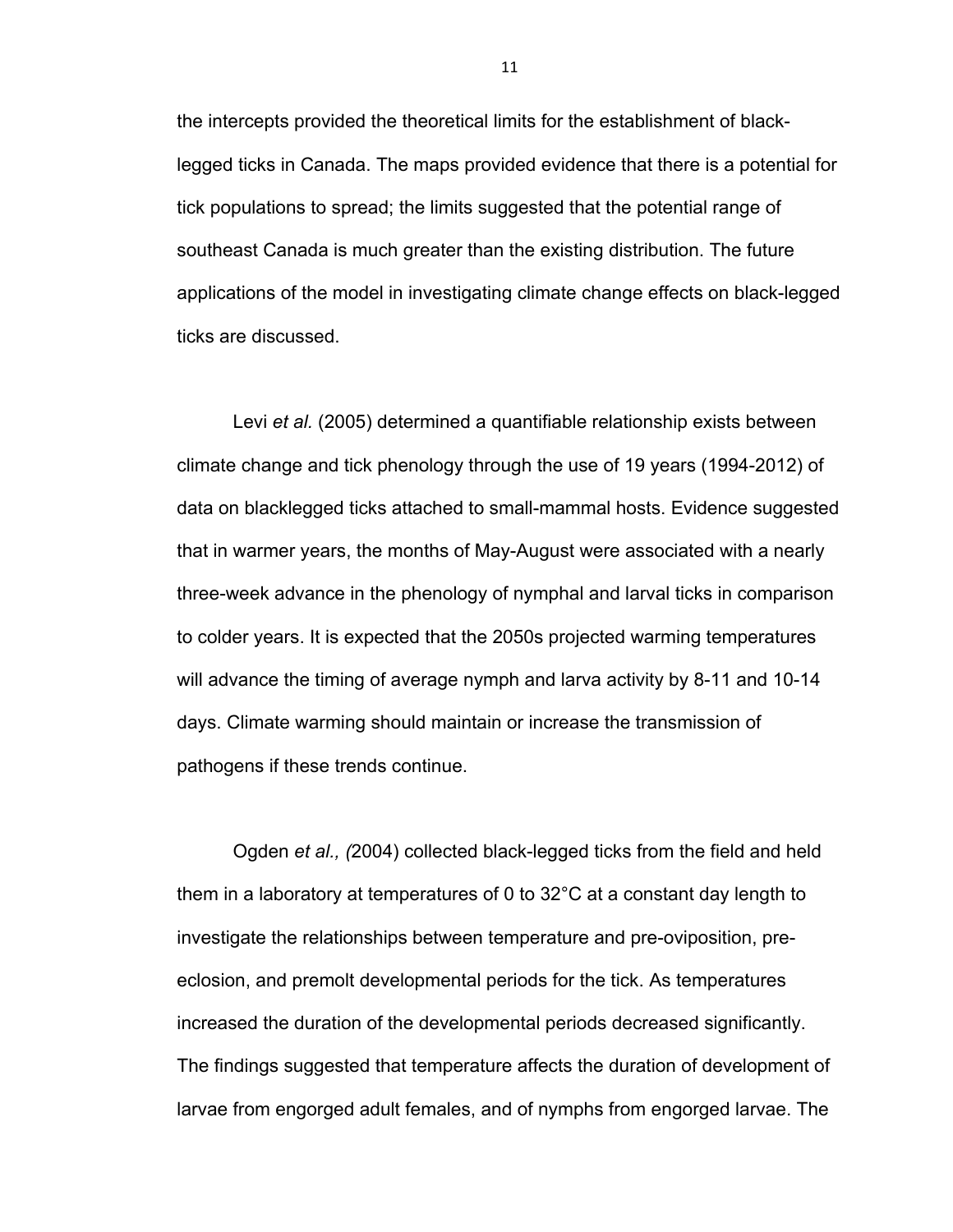the intercepts provided the theoretical limits for the establishment of black-legged ticks in Canada. The maps provided evidence that there is a potential for tick populations to spread; the limits suggested that the potential range of southeast Canada is much greater than the existing distribution. The future applications of the model in investigating climate change effects on black-legged ticks are discussed.

Levi *et al.* (2005) determined a quantifiable relationship exists between climate change and tick phenology through the use of 19 years (1994-2012) of data on blacklegged ticks attached to small-mammal hosts. Evidence suggested that in warmer years, the months of May-August were associated with a nearly three-week advance in the phenology of nymphal and larval ticks in comparison to colder years. It is expected that the 2050s projected warming temperatures will advance the timing of average nymph and larva activity by 8-11 and 10-14 days. Climate warming should maintain or increase the transmission of pathogens if these trends continue.

Ogden *et al., (*2004) collected black-legged ticks from the field and held them in a laboratory at temperatures of 0 to 32°C at a constant day length to investigate the relationships between temperature and pre-oviposition, pre-eclosion, and premolt developmental periods for the tick. As temperatures increased the duration of the developmental periods decreased significantly. The findings suggested that temperature affects the duration of development of larvae from engorged adult females, and of nymphs from engorged larvae. The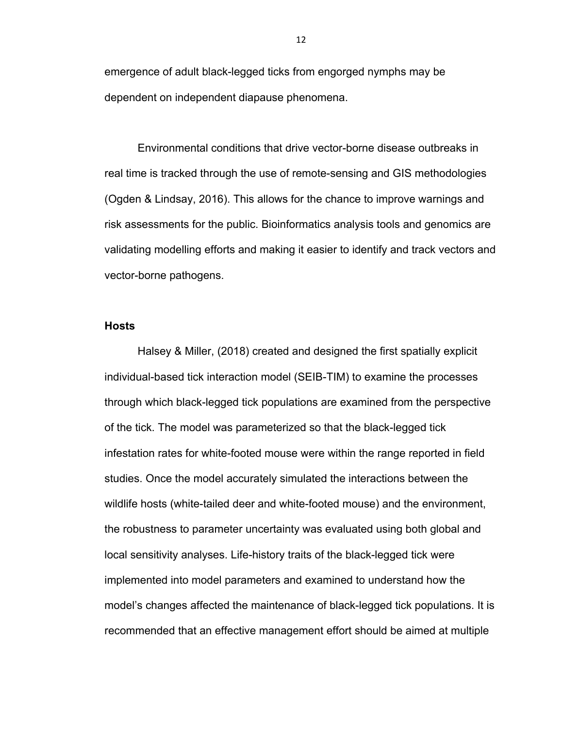emergence of adult black-legged ticks from engorged nymphs may be dependent on independent diapause phenomena.

Environmental conditions that drive vector-borne disease outbreaks in real time is tracked through the use of remote-sensing and GIS methodologies (Ogden & Lindsay, 2016). This allows for the chance to improve warnings and risk assessments for the public. Bioinformatics analysis tools and genomics are validating modelling efforts and making it easier to identify and track vectors and vector-borne pathogens.

**Hosts**

Halsey & Miller, (2018) created and designed the first spatially explicit individual-based tick interaction model (SEIB-TIM) to examine the processes through which black-legged tick populations are examined from the perspective of the tick. The model was parameterized so that the black-legged tick infestation rates for white-footed mouse were within the range reported in field studies. Once the model accurately simulated the interactions between the wildlife hosts (white-tailed deer and white-footed mouse) and the environment, the robustness to parameter uncertainty was evaluated using both global and local sensitivity analyses. Life-history traits of the black-legged tick were implemented into model parameters and examined to understand how the model's changes affected the maintenance of black-legged tick populations. It is recommended that an effective management effort should be aimed at multiple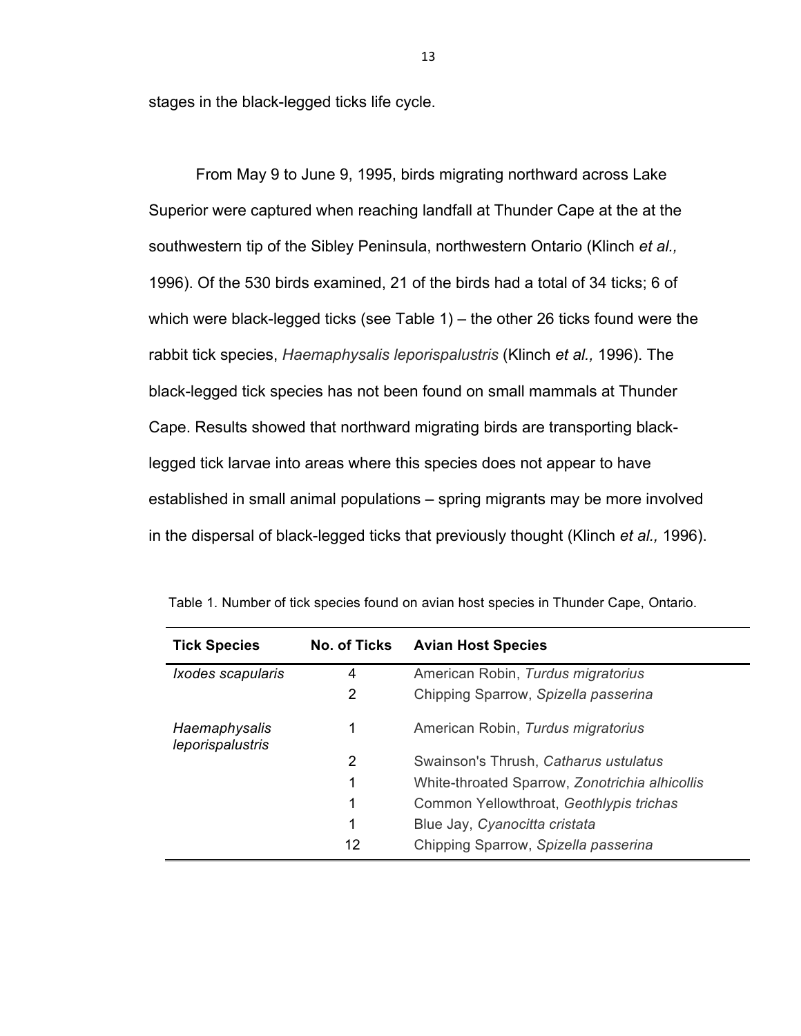stages in the black-legged ticks life cycle.

From May 9 to June 9, 1995, birds migrating northward across Lake Superior were captured when reaching landfall at Thunder Cape at the at the southwestern tip of the Sibley Peninsula, northwestern Ontario (Klinch *et al.,* 1996). Of the 530 birds examined, 21 of the birds had a total of 34 ticks; 6 of which were black-legged ticks (see Table 1) – the other 26 ticks found were the rabbit tick species, *Haemaphysalis leporispalustris* (Klinch *et al.,* 1996). The black-legged tick species has not been found on small mammals at Thunder Cape. Results showed that northward migrating birds are transporting black-legged tick larvae into areas where this species does not appear to have established in small animal populations – spring migrants may be more involved in the dispersal of black-legged ticks that previously thought (Klinch *et al.,* 1996).

Table 1. Number of tick species found on avian host species in Thunder Cape, Ontario.

| **Tick Species** | **No. of Ticks** | **Avian Host Species** |
|---|---|---|
| *Ixodes scapularis* | 4 | American Robin, *Turdus migratorius* |
| | 2 | Chipping Sparrow, *Spizella passerina* |
| *Haemaphysalis leporispalustris* | 1 | American Robin, *Turdus migratorius* |
| | 2 | Swainson's Thrush, *Catharus ustulatus* |
| | 1 | White-throated Sparrow, *Zonotrichia alhicollis* |
| | 1 | Common Yellowthroat, *Geothlypis trichas* |
| | 1 | Blue Jay, *Cyanocitta cristata* |
| | 12 | Chipping Sparrow, *Spizella passerina* |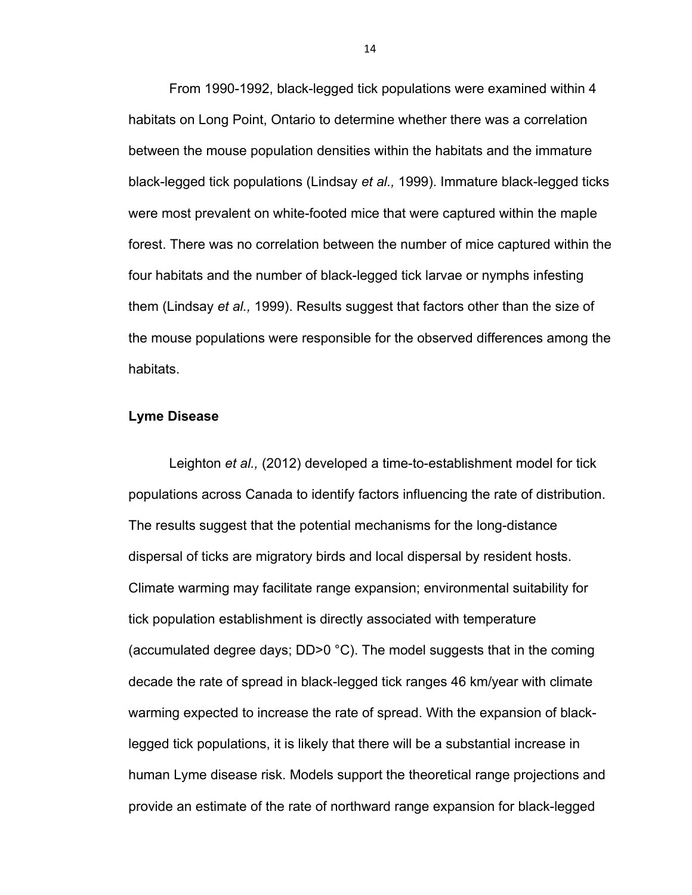From 1990-1992, black-legged tick populations were examined within 4 habitats on Long Point, Ontario to determine whether there was a correlation between the mouse population densities within the habitats and the immature black-legged tick populations (Lindsay *et al.,* 1999). Immature black-legged ticks were most prevalent on white-footed mice that were captured within the maple forest. There was no correlation between the number of mice captured within the four habitats and the number of black-legged tick larvae or nymphs infesting them (Lindsay *et al.,* 1999). Results suggest that factors other than the size of the mouse populations were responsible for the observed differences among the habitats.

**Lyme Disease**

Leighton *et al.,* (2012) developed a time-to-establishment model for tick populations across Canada to identify factors influencing the rate of distribution. The results suggest that the potential mechanisms for the long-distance dispersal of ticks are migratory birds and local dispersal by resident hosts. Climate warming may facilitate range expansion; environmental suitability for tick population establishment is directly associated with temperature (accumulated degree days; DD>0 °C). The model suggests that in the coming decade the rate of spread in black-legged tick ranges 46 km/year with climate warming expected to increase the rate of spread. With the expansion of black-legged tick populations, it is likely that there will be a substantial increase in human Lyme disease risk. Models support the theoretical range projections and provide an estimate of the rate of northward range expansion for black-legged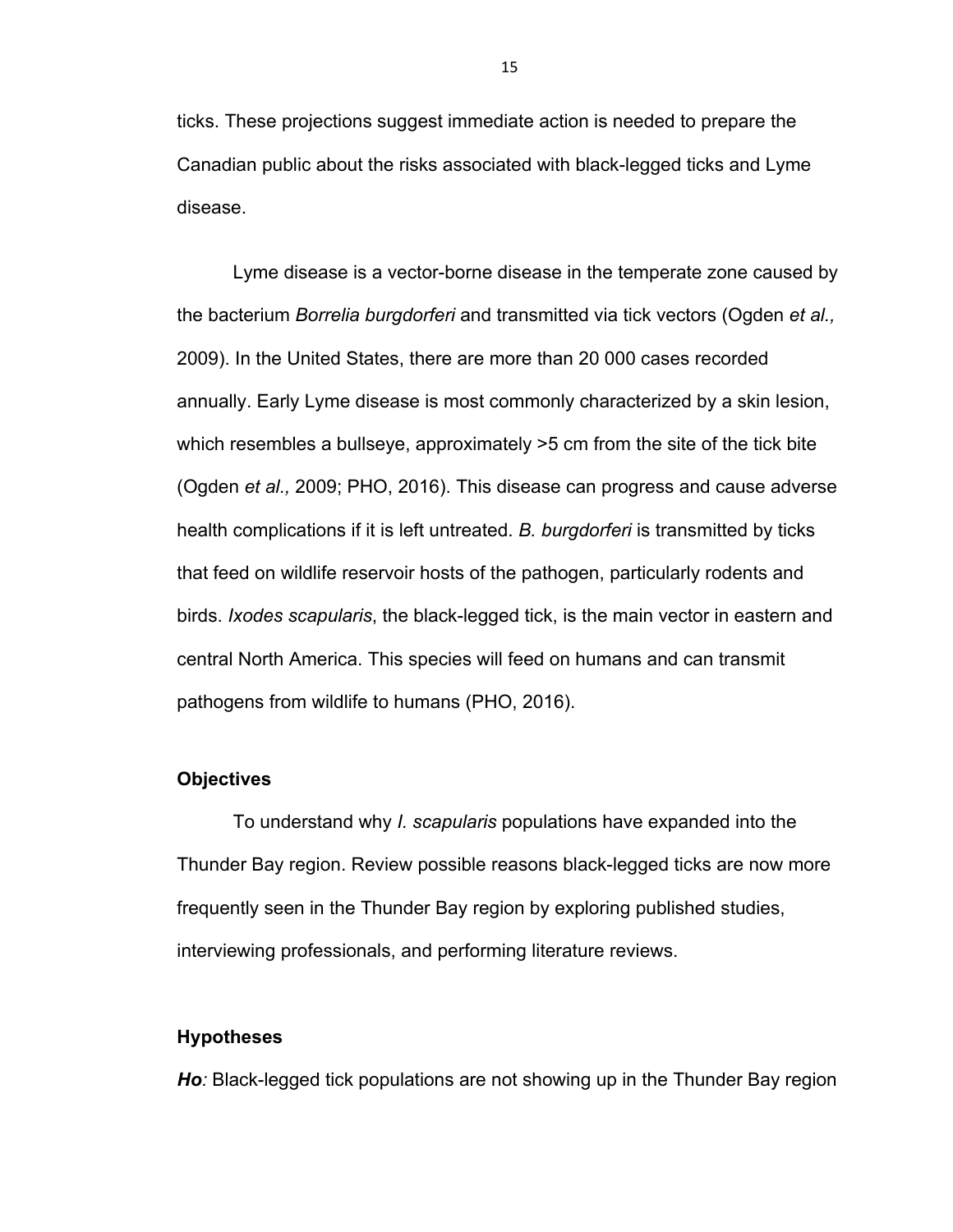ticks. These projections suggest immediate action is needed to prepare the Canadian public about the risks associated with black-legged ticks and Lyme disease.

Lyme disease is a vector-borne disease in the temperate zone caused by the bacterium *Borrelia burgdorferi* and transmitted via tick vectors (Ogden *et al.,* 2009). In the United States, there are more than 20 000 cases recorded annually. Early Lyme disease is most commonly characterized by a skin lesion, which resembles a bullseye, approximately >5 cm from the site of the tick bite (Ogden *et al.,* 2009; PHO, 2016). This disease can progress and cause adverse health complications if it is left untreated. *B. burgdorferi* is transmitted by ticks that feed on wildlife reservoir hosts of the pathogen, particularly rodents and birds. *Ixodes scapularis*, the black-legged tick, is the main vector in eastern and central North America. This species will feed on humans and can transmit pathogens from wildlife to humans (PHO, 2016).

**Objectives**

To understand why *I. scapularis* populations have expanded into the Thunder Bay region. Review possible reasons black-legged ticks are now more frequently seen in the Thunder Bay region by exploring published studies, interviewing professionals, and performing literature reviews.

**Hypotheses**

***Ho:*** Black-legged tick populations are not showing up in the Thunder Bay region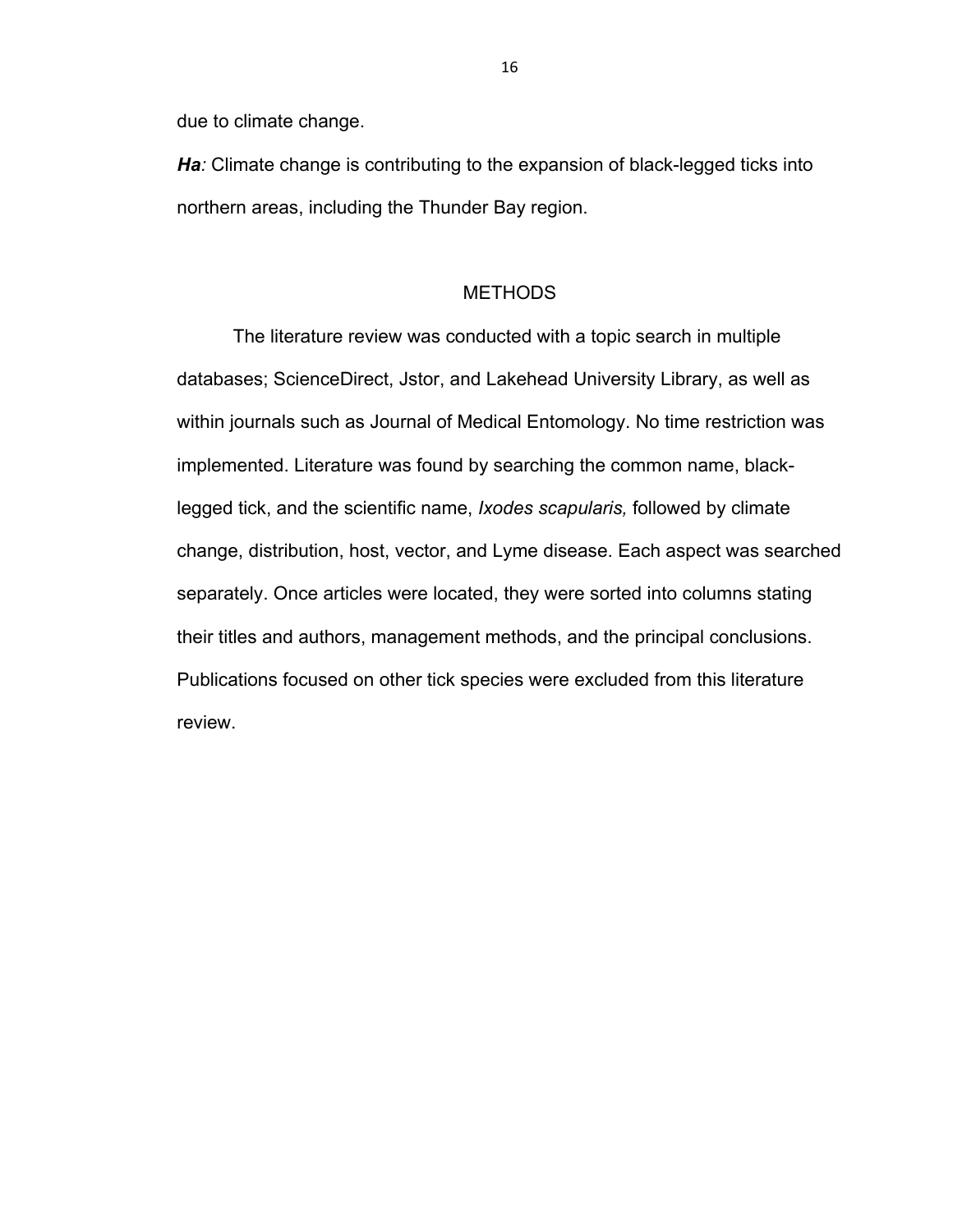due to climate change.

***Ha**:* Climate change is contributing to the expansion of black-legged ticks into northern areas, including the Thunder Bay region.

## METHODS

The literature review was conducted with a topic search in multiple databases; ScienceDirect, Jstor, and Lakehead University Library, as well as within journals such as Journal of Medical Entomology. No time restriction was implemented. Literature was found by searching the common name, black-legged tick, and the scientific name, *Ixodes scapularis,* followed by climate change, distribution, host, vector, and Lyme disease. Each aspect was searched separately. Once articles were located, they were sorted into columns stating their titles and authors, management methods, and the principal conclusions. Publications focused on other tick species were excluded from this literature review.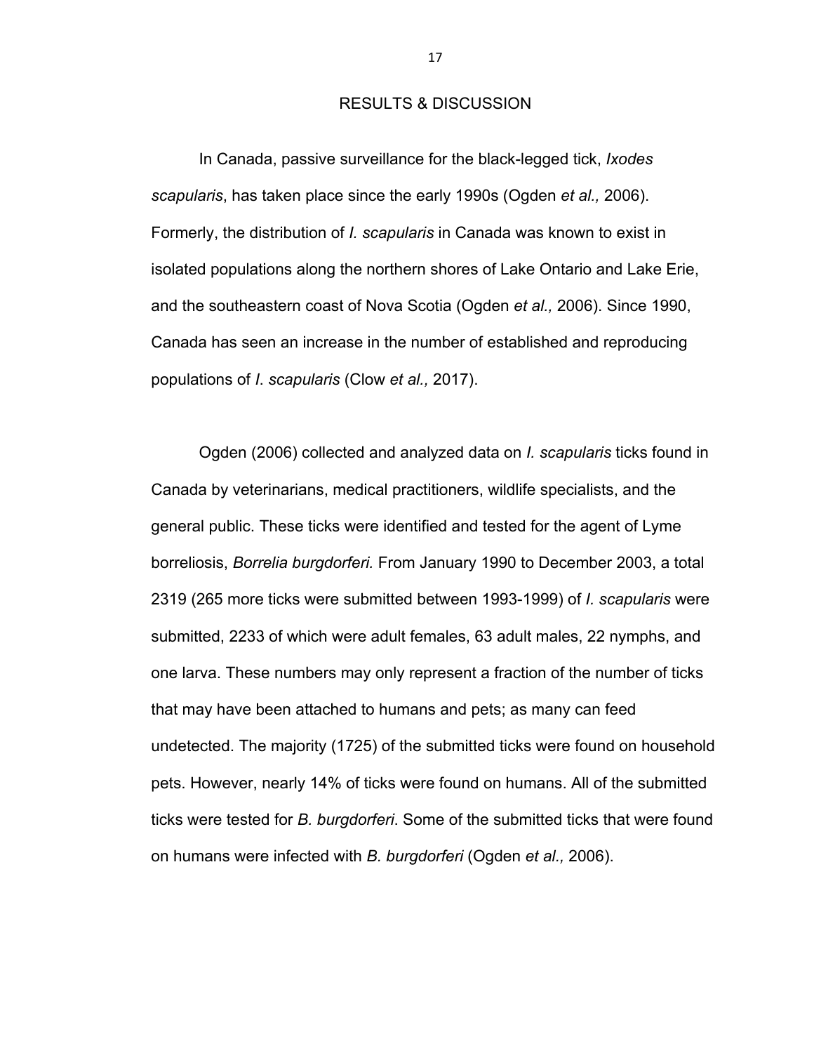# RESULTS & DISCUSSION

In Canada, passive surveillance for the black-legged tick, *Ixodes scapularis*, has taken place since the early 1990s (Ogden *et al.,* 2006). Formerly, the distribution of *I. scapularis* in Canada was known to exist in isolated populations along the northern shores of Lake Ontario and Lake Erie, and the southeastern coast of Nova Scotia (Ogden *et al.,* 2006). Since 1990, Canada has seen an increase in the number of established and reproducing populations of *I. scapularis* (Clow *et al.,* 2017).

Ogden (2006) collected and analyzed data on *I. scapularis* ticks found in Canada by veterinarians, medical practitioners, wildlife specialists, and the general public. These ticks were identified and tested for the agent of Lyme borreliosis, *Borrelia burgdorferi.* From January 1990 to December 2003, a total 2319 (265 more ticks were submitted between 1993-1999) of *I. scapularis* were submitted, 2233 of which were adult females, 63 adult males, 22 nymphs, and one larva. These numbers may only represent a fraction of the number of ticks that may have been attached to humans and pets; as many can feed undetected. The majority (1725) of the submitted ticks were found on household pets. However, nearly 14% of ticks were found on humans. All of the submitted ticks were tested for *B. burgdorferi*. Some of the submitted ticks that were found on humans were infected with *B. burgdorferi* (Ogden *et al.,* 2006).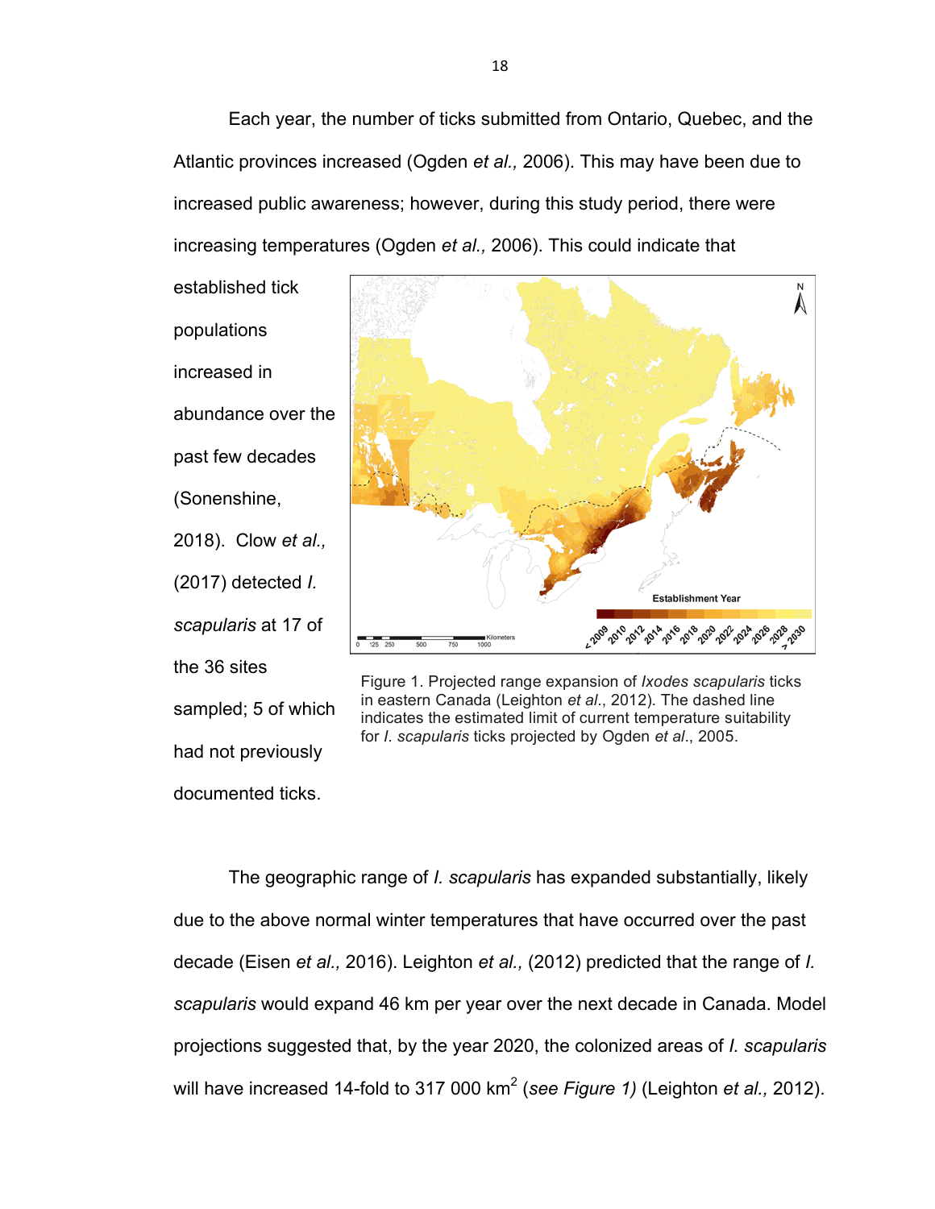Each year, the number of ticks submitted from Ontario, Quebec, and the Atlantic provinces increased (Ogden *et al.,* 2006). This may have been due to increased public awareness; however, during this study period, there were increasing temperatures (Ogden *et al.,* 2006). This could indicate that established tick populations increased in abundance over the past few decades (Sonenshine, 2018). Clow *et al.,* (2017) detected *I. scapularis* at 17 of the 36 sites sampled; 5 of which had not previously documented ticks.

Figure 1. Projected range expansion of *Ixodes scapularis* ticks in eastern Canada (Leighton *et al*., 2012). The dashed line indicates the estimated limit of current temperature suitability for *I. scapularis* ticks projected by Ogden *et al*., 2005.

The geographic range of *I. scapularis* has expanded substantially, likely due to the above normal winter temperatures that have occurred over the past decade (Eisen *et al.,* 2016). Leighton *et al.,* (2012) predicted that the range of *I. scapularis* would expand 46 km per year over the next decade in Canada. Model projections suggested that, by the year 2020, the colonized areas of *I. scapularis* will have increased 14-fold to 317 000 km$^2$ (*see Figure 1)* (Leighton *et al.,* 2012).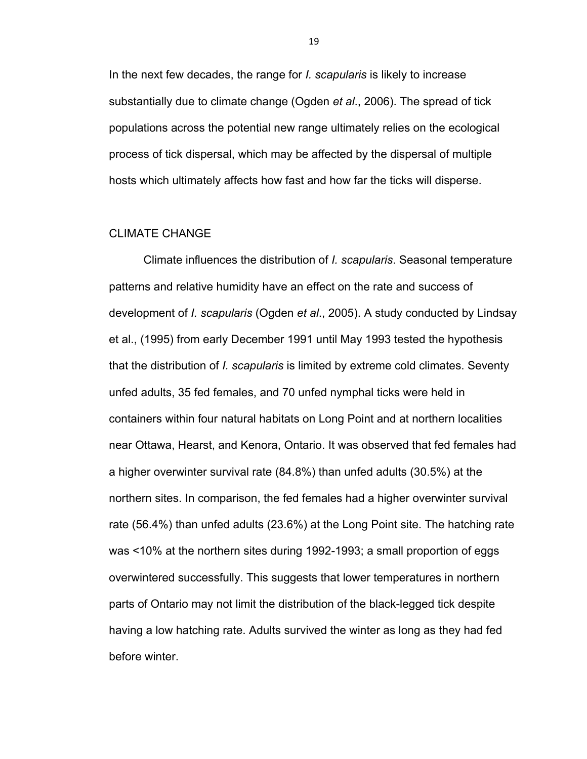In the next few decades, the range for *I. scapularis* is likely to increase substantially due to climate change (Ogden *et al*., 2006). The spread of tick populations across the potential new range ultimately relies on the ecological process of tick dispersal, which may be affected by the dispersal of multiple hosts which ultimately affects how fast and how far the ticks will disperse.

## CLIMATE CHANGE

Climate influences the distribution of *I. scapularis*. Seasonal temperature patterns and relative humidity have an effect on the rate and success of development of *I. scapularis* (Ogden *et al*., 2005). A study conducted by Lindsay et al., (1995) from early December 1991 until May 1993 tested the hypothesis that the distribution of *I. scapularis* is limited by extreme cold climates. Seventy unfed adults, 35 fed females, and 70 unfed nymphal ticks were held in containers within four natural habitats on Long Point and at northern localities near Ottawa, Hearst, and Kenora, Ontario. It was observed that fed females had a higher overwinter survival rate (84.8%) than unfed adults (30.5%) at the northern sites. In comparison, the fed females had a higher overwinter survival rate (56.4%) than unfed adults (23.6%) at the Long Point site. The hatching rate was <10% at the northern sites during 1992-1993; a small proportion of eggs overwintered successfully. This suggests that lower temperatures in northern parts of Ontario may not limit the distribution of the black-legged tick despite having a low hatching rate. Adults survived the winter as long as they had fed before winter.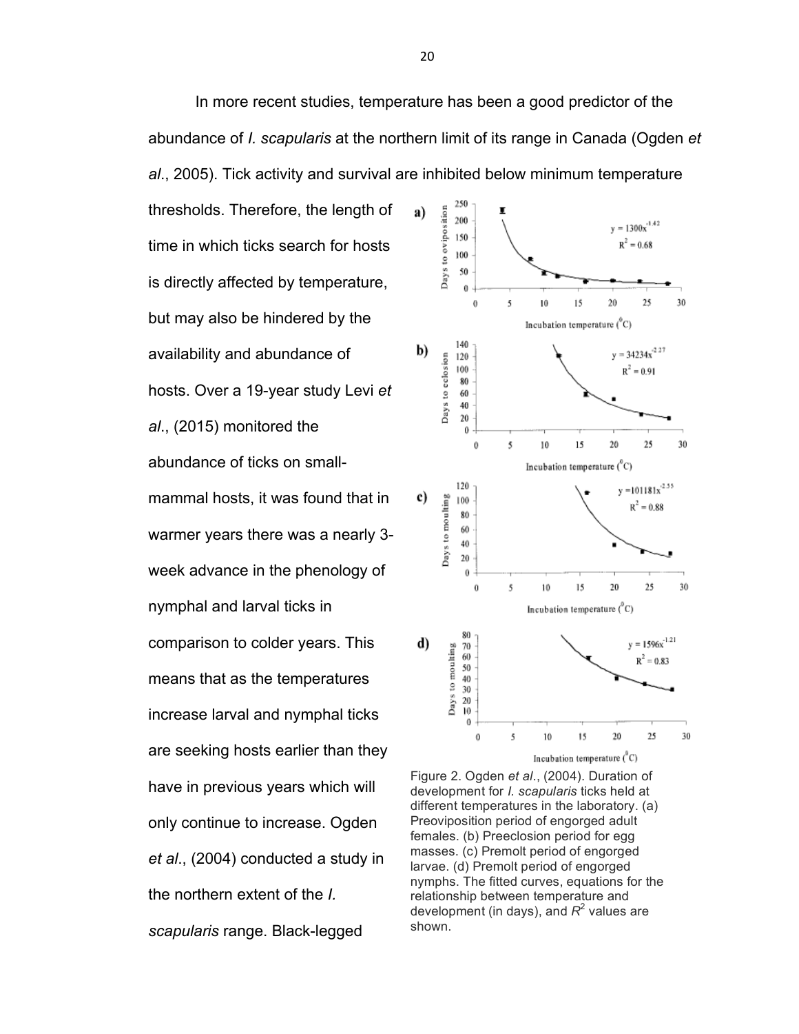In more recent studies, temperature has been a good predictor of the abundance of *I. scapularis* at the northern limit of its range in Canada (Ogden *et al*., 2005). Tick activity and survival are inhibited below minimum temperature thresholds. Therefore, the length of time in which ticks search for hosts is directly affected by temperature, but may also be hindered by the availability and abundance of hosts. Over a 19-year study Levi *et al*., (2015) monitored the abundance of ticks on small-mammal hosts, it was found that in warmer years there was a nearly 3-week advance in the phenology of nymphal and larval ticks in comparison to colder years. This means that as the temperatures increase larval and nymphal ticks are seeking hosts earlier than they have in previous years which will only continue to increase. Ogden *et al*., (2004) conducted a study in the northern extent of the *I. scapularis* range. Black-legged

Figure 2. Ogden *et al*., (2004). Duration of development for *I. scapularis* ticks held at different temperatures in the laboratory. (a) Preoviposition period of engorged adult females. (b) Preeclosion period for egg masses. (c) Premolt period of engorged larvae. (d) Premolt period of engorged nymphs. The fitted curves, equations for the relationship between temperature and development (in days), and $R^2$ values are shown.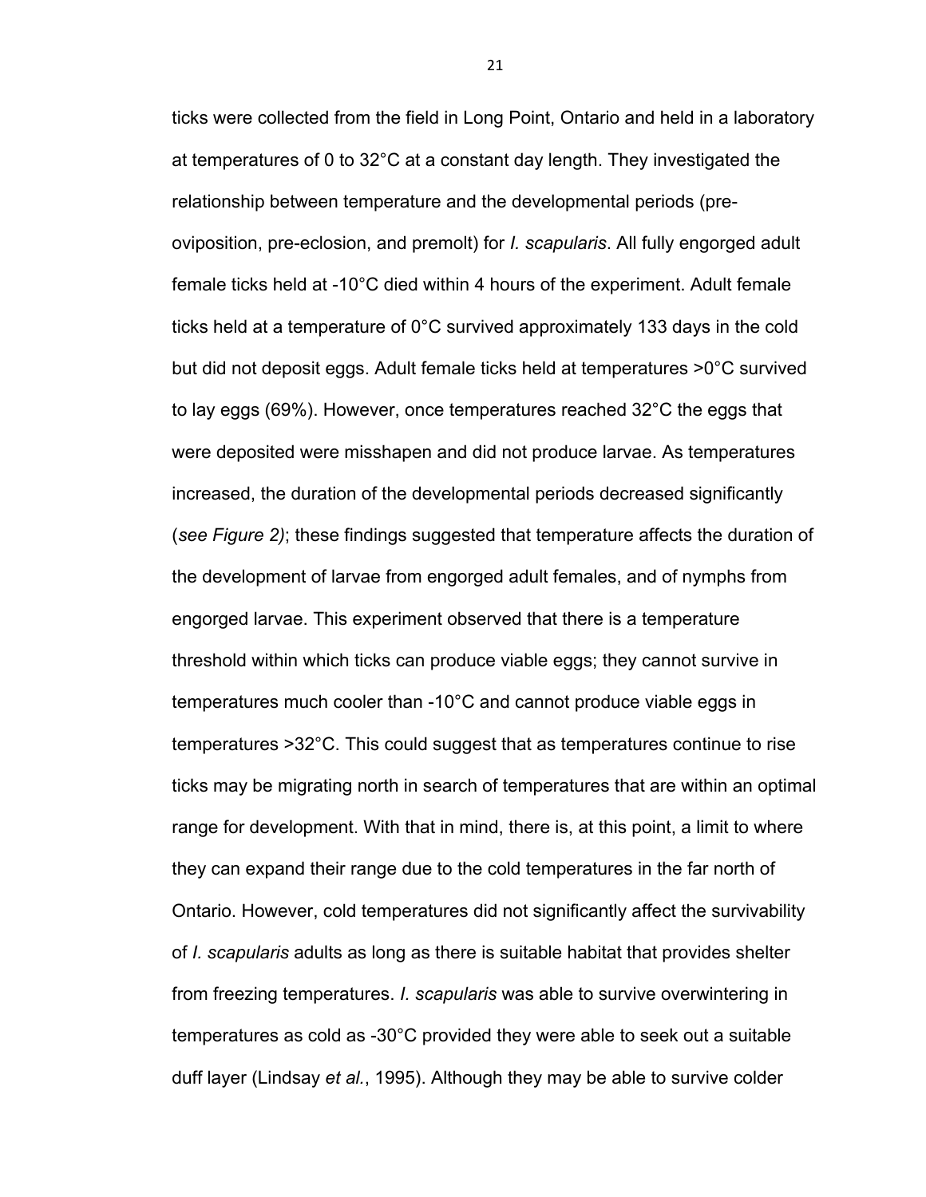ticks were collected from the field in Long Point, Ontario and held in a laboratory at temperatures of 0 to 32°C at a constant day length. They investigated the relationship between temperature and the developmental periods (pre-oviposition, pre-eclosion, and premolt) for *I. scapularis*. All fully engorged adult female ticks held at -10°C died within 4 hours of the experiment. Adult female ticks held at a temperature of 0°C survived approximately 133 days in the cold but did not deposit eggs. Adult female ticks held at temperatures >0°C survived to lay eggs (69%). However, once temperatures reached 32°C the eggs that were deposited were misshapen and did not produce larvae. As temperatures increased, the duration of the developmental periods decreased significantly (*see Figure 2)*; these findings suggested that temperature affects the duration of the development of larvae from engorged adult females, and of nymphs from engorged larvae. This experiment observed that there is a temperature threshold within which ticks can produce viable eggs; they cannot survive in temperatures much cooler than -10°C and cannot produce viable eggs in temperatures >32°C. This could suggest that as temperatures continue to rise ticks may be migrating north in search of temperatures that are within an optimal range for development. With that in mind, there is, at this point, a limit to where they can expand their range due to the cold temperatures in the far north of Ontario. However, cold temperatures did not significantly affect the survivability of *I. scapularis* adults as long as there is suitable habitat that provides shelter from freezing temperatures. *I. scapularis* was able to survive overwintering in temperatures as cold as -30°C provided they were able to seek out a suitable duff layer (Lindsay *et al.*, 1995). Although they may be able to survive colder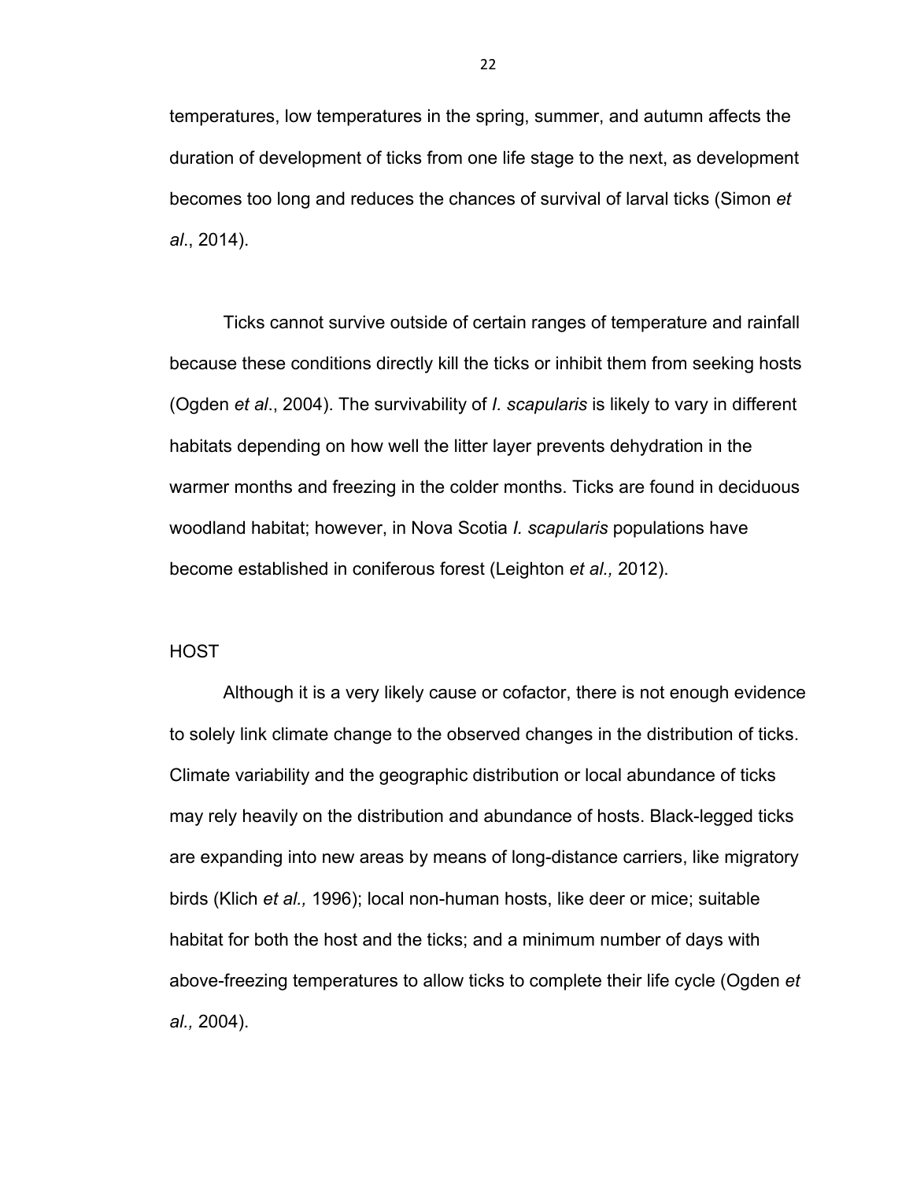temperatures, low temperatures in the spring, summer, and autumn affects the duration of development of ticks from one life stage to the next, as development becomes too long and reduces the chances of survival of larval ticks (Simon *et al*., 2014).

Ticks cannot survive outside of certain ranges of temperature and rainfall because these conditions directly kill the ticks or inhibit them from seeking hosts (Ogden *et al*., 2004). The survivability of *I. scapularis* is likely to vary in different habitats depending on how well the litter layer prevents dehydration in the warmer months and freezing in the colder months. Ticks are found in deciduous woodland habitat; however, in Nova Scotia *I. scapularis* populations have become established in coniferous forest (Leighton *et al.,* 2012).

## HOST

Although it is a very likely cause or cofactor, there is not enough evidence to solely link climate change to the observed changes in the distribution of ticks. Climate variability and the geographic distribution or local abundance of ticks may rely heavily on the distribution and abundance of hosts. Black-legged ticks are expanding into new areas by means of long-distance carriers, like migratory birds (Klich *et al.,* 1996); local non-human hosts, like deer or mice; suitable habitat for both the host and the ticks; and a minimum number of days with above-freezing temperatures to allow ticks to complete their life cycle (Ogden *et al.,* 2004).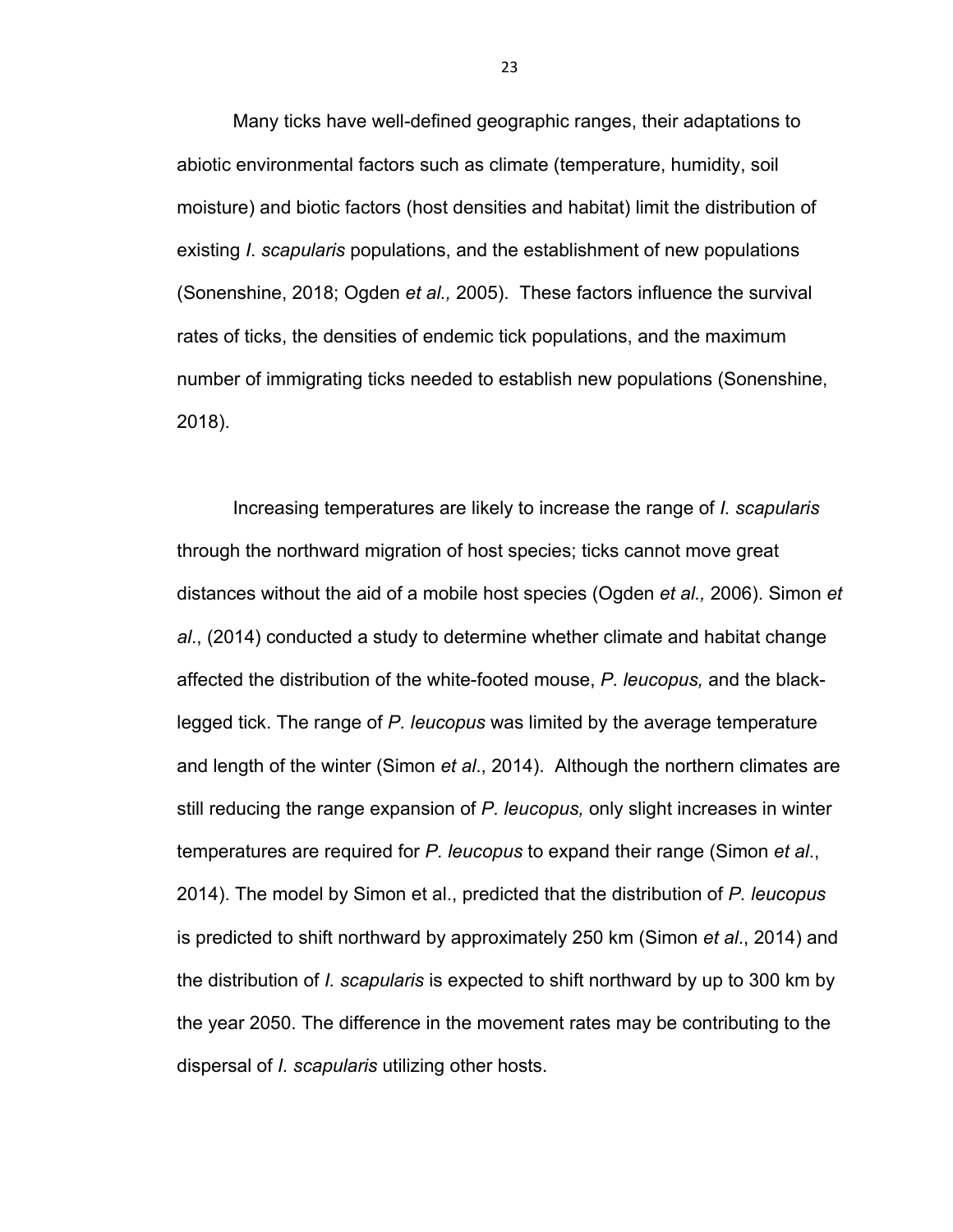Many ticks have well-defined geographic ranges, their adaptations to abiotic environmental factors such as climate (temperature, humidity, soil moisture) and biotic factors (host densities and habitat) limit the distribution of existing *I. scapularis* populations, and the establishment of new populations (Sonenshine, 2018; Ogden *et al.,* 2005). These factors influence the survival rates of ticks, the densities of endemic tick populations, and the maximum number of immigrating ticks needed to establish new populations (Sonenshine, 2018).

Increasing temperatures are likely to increase the range of *I. scapularis* through the northward migration of host species; ticks cannot move great distances without the aid of a mobile host species (Ogden *et al.,* 2006). Simon *et al*., (2014) conducted a study to determine whether climate and habitat change affected the distribution of the white-footed mouse, *P. leucopus,* and the black-legged tick. The range of *P. leucopus* was limited by the average temperature and length of the winter (Simon *et al*., 2014). Although the northern climates are still reducing the range expansion of *P. leucopus,* only slight increases in winter temperatures are required for *P. leucopus* to expand their range (Simon *et al*., 2014). The model by Simon et al., predicted that the distribution of *P. leucopus* is predicted to shift northward by approximately 250 km (Simon *et al*., 2014) and the distribution of *I. scapularis* is expected to shift northward by up to 300 km by the year 2050. The difference in the movement rates may be contributing to the dispersal of *I. scapularis* utilizing other hosts.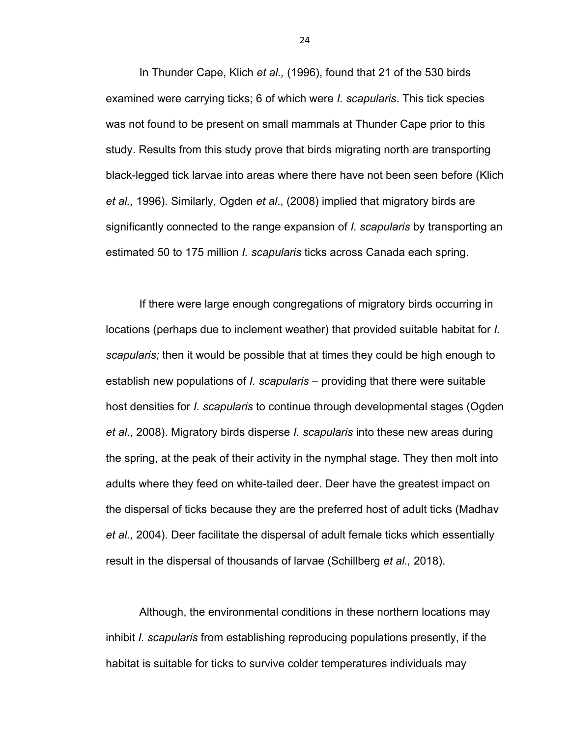In Thunder Cape, Klich *et al.,* (1996), found that 21 of the 530 birds examined were carrying ticks; 6 of which were *I. scapularis*. This tick species was not found to be present on small mammals at Thunder Cape prior to this study. Results from this study prove that birds migrating north are transporting black-legged tick larvae into areas where there have not been seen before (Klich *et al.,* 1996). Similarly, Ogden *et al*., (2008) implied that migratory birds are significantly connected to the range expansion of *I. scapularis* by transporting an estimated 50 to 175 million *I. scapularis* ticks across Canada each spring.

If there were large enough congregations of migratory birds occurring in locations (perhaps due to inclement weather) that provided suitable habitat for *I. scapularis;* then it would be possible that at times they could be high enough to establish new populations of *I. scapularis* – providing that there were suitable host densities for *I. scapularis* to continue through developmental stages (Ogden *et al*., 2008). Migratory birds disperse *I. scapularis* into these new areas during the spring, at the peak of their activity in the nymphal stage. They then molt into adults where they feed on white-tailed deer. Deer have the greatest impact on the dispersal of ticks because they are the preferred host of adult ticks (Madhav *et al.,* 2004). Deer facilitate the dispersal of adult female ticks which essentially result in the dispersal of thousands of larvae (Schillberg *et al.,* 2018).

Although, the environmental conditions in these northern locations may inhibit *I. scapularis* from establishing reproducing populations presently, if the habitat is suitable for ticks to survive colder temperatures individuals may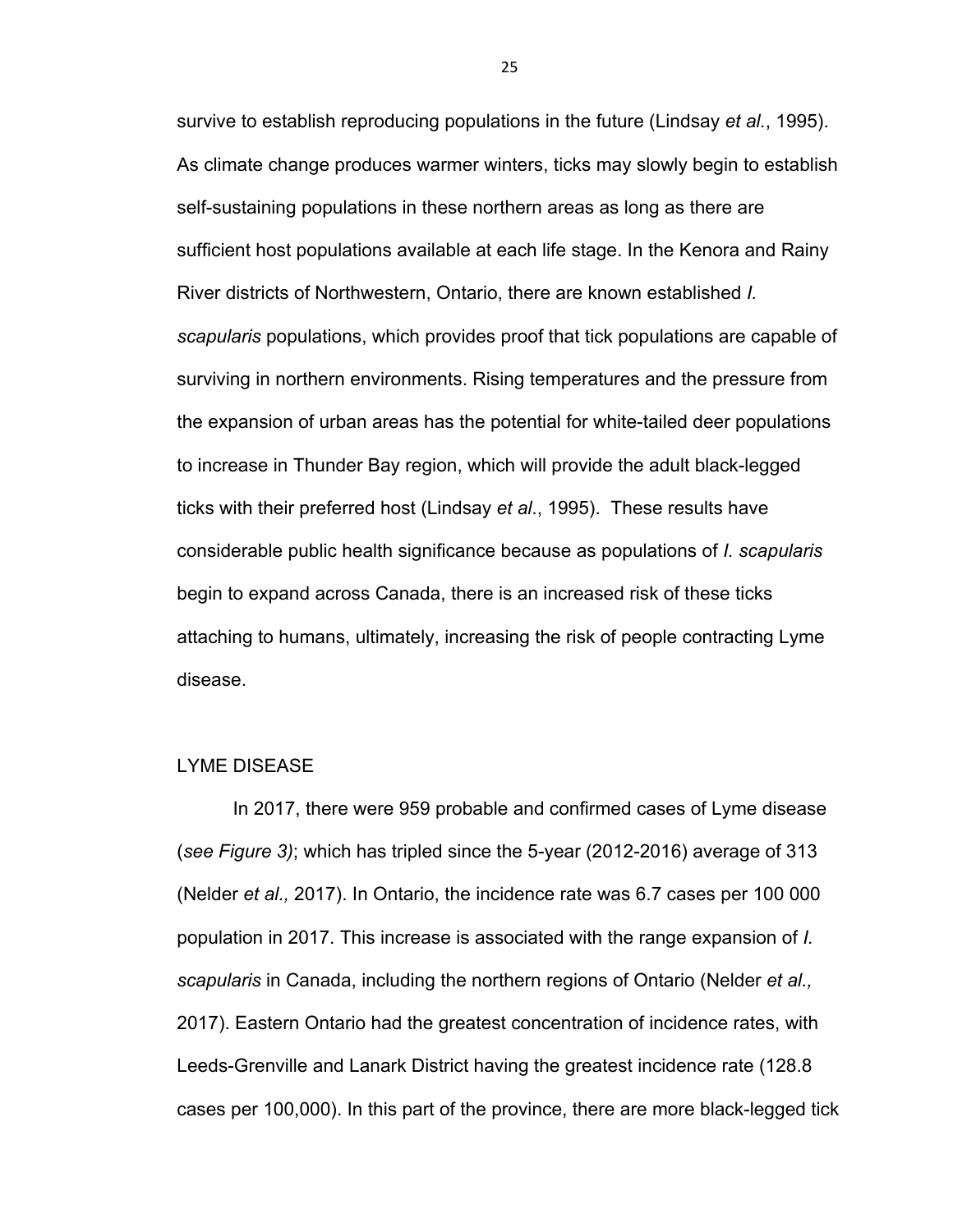survive to establish reproducing populations in the future (Lindsay *et al*., 1995). As climate change produces warmer winters, ticks may slowly begin to establish self-sustaining populations in these northern areas as long as there are sufficient host populations available at each life stage. In the Kenora and Rainy River districts of Northwestern, Ontario, there are known established *I. scapularis* populations, which provides proof that tick populations are capable of surviving in northern environments. Rising temperatures and the pressure from the expansion of urban areas has the potential for white-tailed deer populations to increase in Thunder Bay region, which will provide the adult black-legged ticks with their preferred host (Lindsay *et al*., 1995). These results have considerable public health significance because as populations of *I. scapularis* begin to expand across Canada, there is an increased risk of these ticks attaching to humans, ultimately, increasing the risk of people contracting Lyme disease.

## LYME DISEASE

In 2017, there were 959 probable and confirmed cases of Lyme disease (*see Figure 3)*; which has tripled since the 5-year (2012-2016) average of 313 (Nelder *et al.,* 2017). In Ontario, the incidence rate was 6.7 cases per 100 000 population in 2017. This increase is associated with the range expansion of *I. scapularis* in Canada, including the northern regions of Ontario (Nelder *et al.,* 2017). Eastern Ontario had the greatest concentration of incidence rates, with Leeds-Grenville and Lanark District having the greatest incidence rate (128.8 cases per 100,000). In this part of the province, there are more black-legged tick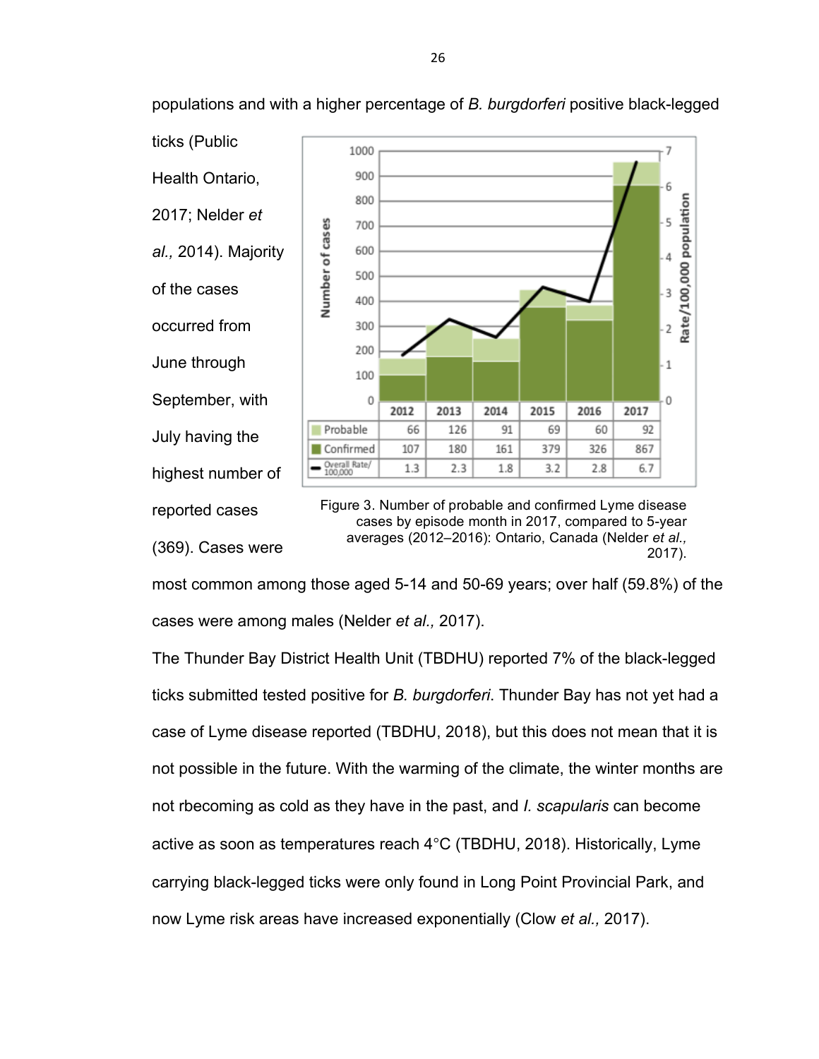populations and with a higher percentage of *B. burgdorferi* positive black-legged ticks (Public Health Ontario, 2017; Nelder *et al.,* 2014). Majority of the cases occurred from June through September, with July having the highest number of reported cases (369). Cases were most common among those aged 5-14 and 50-69 years; over half (59.8%) of the cases were among males (Nelder *et al.,* 2017).

| | 2012 | 2013 | 2014 | 2015 | 2016 | 2017 |
|---|---|---|---|---|---|---|
| Probable | 66 | 126 | 91 | 69 | 60 | 92 |
| Confirmed | 107 | 180 | 161 | 379 | 326 | 867 |
| Overall Rate/100,000 | 1.3 | 2.3 | 1.8 | 3.2 | 2.8 | 6.7 |

Figure 3. Number of probable and confirmed Lyme disease cases by episode month in 2017, compared to 5-year averages (2012–2016): Ontario, Canada (Nelder *et al.,* 2017).

The Thunder Bay District Health Unit (TBDHU) reported 7% of the black-legged ticks submitted tested positive for *B. burgdorferi*. Thunder Bay has not yet had a case of Lyme disease reported (TBDHU, 2018), but this does not mean that it is not possible in the future. With the warming of the climate, the winter months are not rbecoming as cold as they have in the past, and *I. scapularis* can become active as soon as temperatures reach 4°C (TBDHU, 2018). Historically, Lyme carrying black-legged ticks were only found in Long Point Provincial Park, and now Lyme risk areas have increased exponentially (Clow *et al.,* 2017).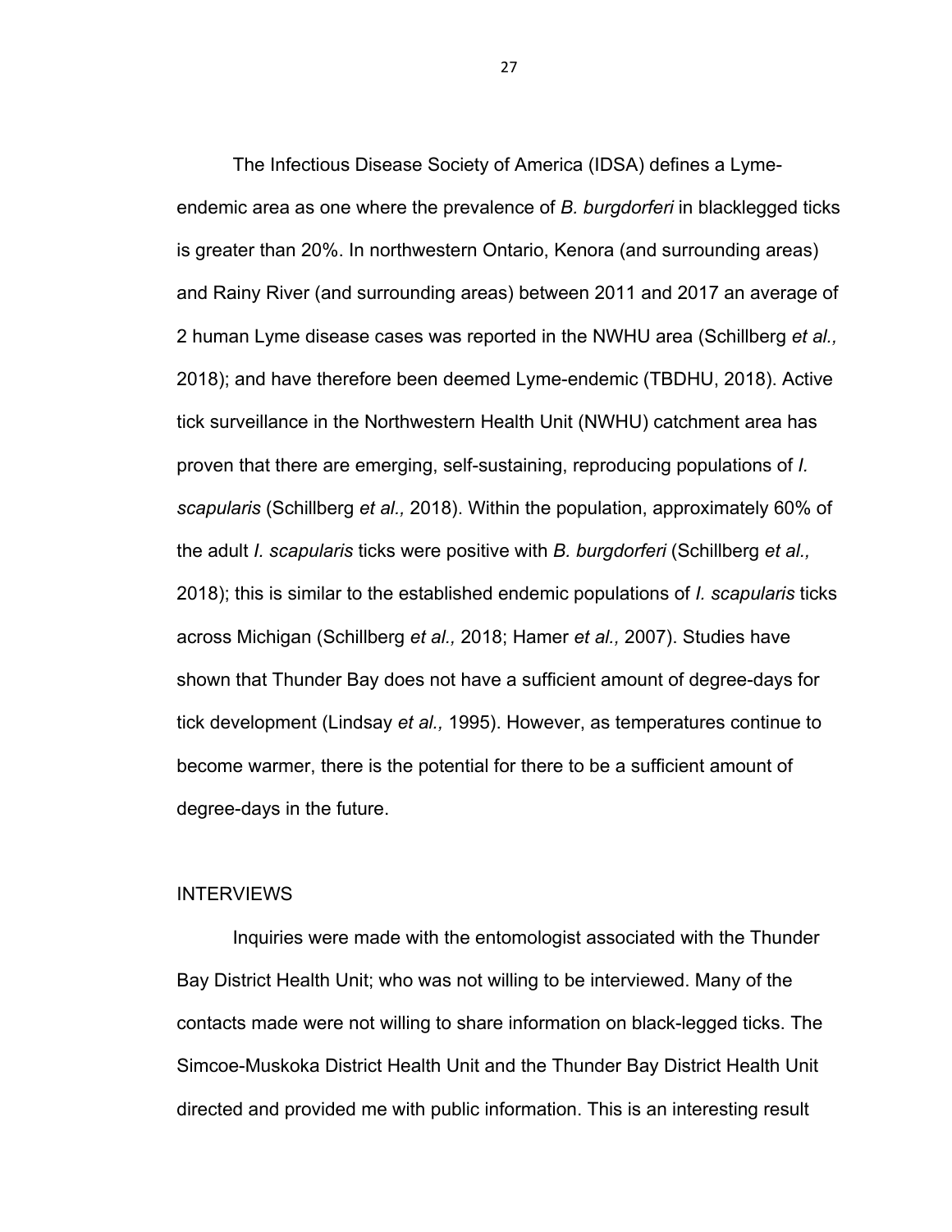The Infectious Disease Society of America (IDSA) defines a Lyme-endemic area as one where the prevalence of *B. burgdorferi* in blacklegged ticks is greater than 20%. In northwestern Ontario, Kenora (and surrounding areas) and Rainy River (and surrounding areas) between 2011 and 2017 an average of 2 human Lyme disease cases was reported in the NWHU area (Schillberg *et al.,* 2018); and have therefore been deemed Lyme-endemic (TBDHU, 2018). Active tick surveillance in the Northwestern Health Unit (NWHU) catchment area has proven that there are emerging, self-sustaining, reproducing populations of *I. scapularis* (Schillberg *et al.,* 2018). Within the population, approximately 60% of the adult *I. scapularis* ticks were positive with *B. burgdorferi* (Schillberg *et al.,* 2018); this is similar to the established endemic populations of *I. scapularis* ticks across Michigan (Schillberg *et al.,* 2018; Hamer *et al.,* 2007). Studies have shown that Thunder Bay does not have a sufficient amount of degree-days for tick development (Lindsay *et al.,* 1995). However, as temperatures continue to become warmer, there is the potential for there to be a sufficient amount of degree-days in the future.

## INTERVIEWS

Inquiries were made with the entomologist associated with the Thunder Bay District Health Unit; who was not willing to be interviewed. Many of the contacts made were not willing to share information on black-legged ticks. The Simcoe-Muskoka District Health Unit and the Thunder Bay District Health Unit directed and provided me with public information. This is an interesting result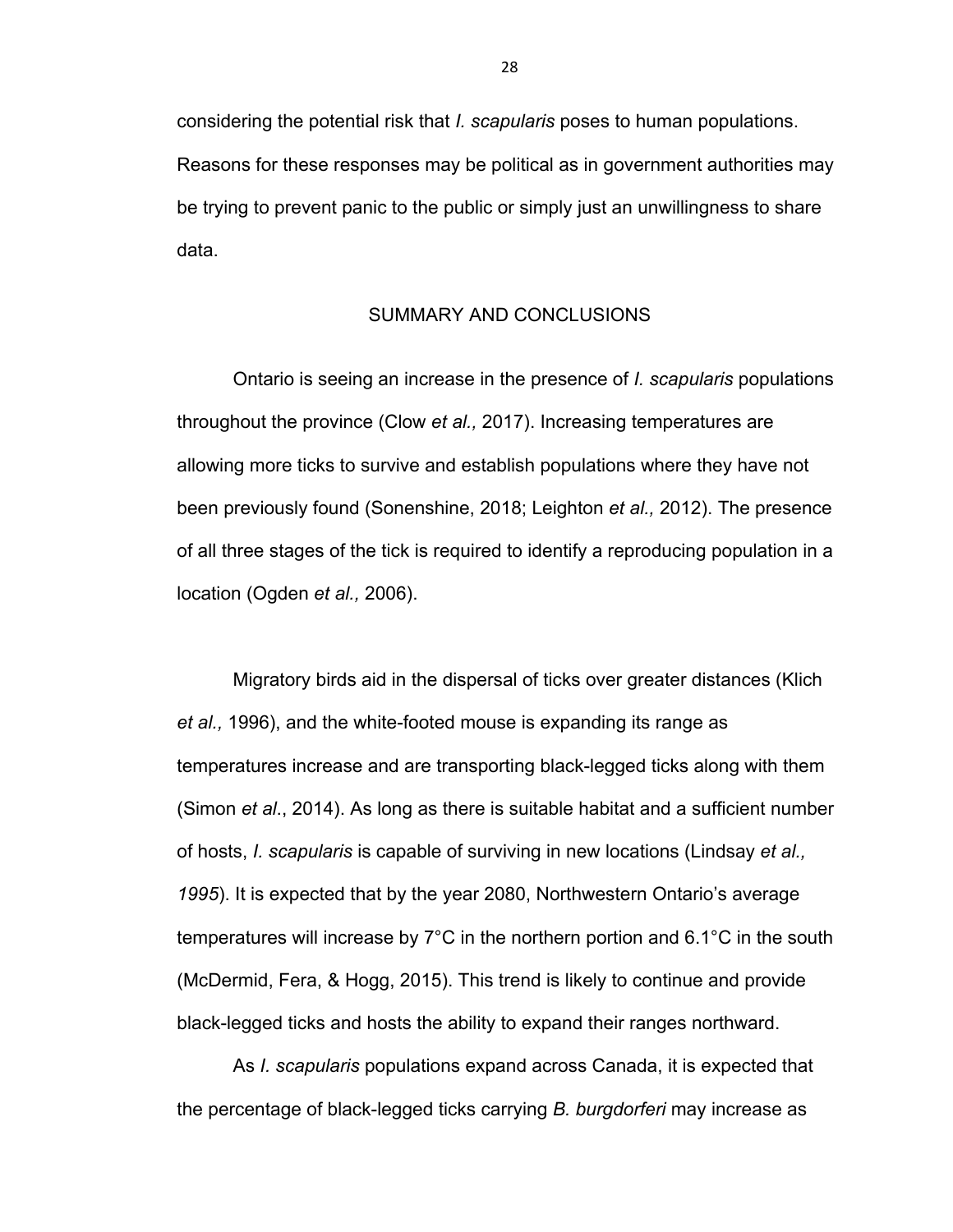considering the potential risk that *I. scapularis* poses to human populations. Reasons for these responses may be political as in government authorities may be trying to prevent panic to the public or simply just an unwillingness to share data.

## SUMMARY AND CONCLUSIONS

Ontario is seeing an increase in the presence of *I. scapularis* populations throughout the province (Clow *et al.,* 2017). Increasing temperatures are allowing more ticks to survive and establish populations where they have not been previously found (Sonenshine, 2018; Leighton *et al.,* 2012). The presence of all three stages of the tick is required to identify a reproducing population in a location (Ogden *et al.,* 2006).

Migratory birds aid in the dispersal of ticks over greater distances (Klich *et al.,* 1996), and the white-footed mouse is expanding its range as temperatures increase and are transporting black-legged ticks along with them (Simon *et al*., 2014). As long as there is suitable habitat and a sufficient number of hosts, *I. scapularis* is capable of surviving in new locations (Lindsay *et al., 1995*). It is expected that by the year 2080, Northwestern Ontario's average temperatures will increase by 7°C in the northern portion and 6.1°C in the south (McDermid, Fera, & Hogg, 2015). This trend is likely to continue and provide black-legged ticks and hosts the ability to expand their ranges northward.

As *I. scapularis* populations expand across Canada, it is expected that the percentage of black-legged ticks carrying *B. burgdorferi* may increase as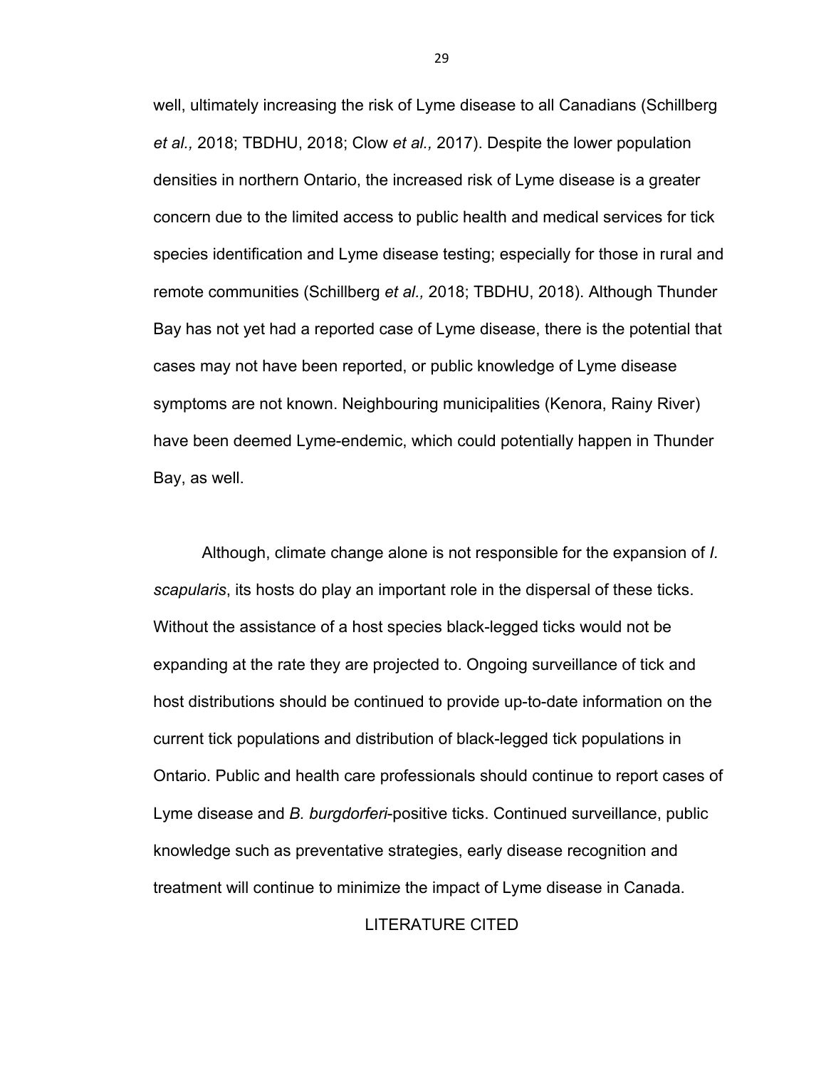well, ultimately increasing the risk of Lyme disease to all Canadians (Schillberg *et al.,* 2018; TBDHU, 2018; Clow *et al.,* 2017). Despite the lower population densities in northern Ontario, the increased risk of Lyme disease is a greater concern due to the limited access to public health and medical services for tick species identification and Lyme disease testing; especially for those in rural and remote communities (Schillberg *et al.,* 2018; TBDHU, 2018). Although Thunder Bay has not yet had a reported case of Lyme disease, there is the potential that cases may not have been reported, or public knowledge of Lyme disease symptoms are not known. Neighbouring municipalities (Kenora, Rainy River) have been deemed Lyme-endemic, which could potentially happen in Thunder Bay, as well.

Although, climate change alone is not responsible for the expansion of *I. scapularis*, its hosts do play an important role in the dispersal of these ticks. Without the assistance of a host species black-legged ticks would not be expanding at the rate they are projected to. Ongoing surveillance of tick and host distributions should be continued to provide up-to-date information on the current tick populations and distribution of black-legged tick populations in Ontario. Public and health care professionals should continue to report cases of Lyme disease and *B. burgdorferi*-positive ticks. Continued surveillance, public knowledge such as preventative strategies, early disease recognition and treatment will continue to minimize the impact of Lyme disease in Canada.

## LITERATURE CITED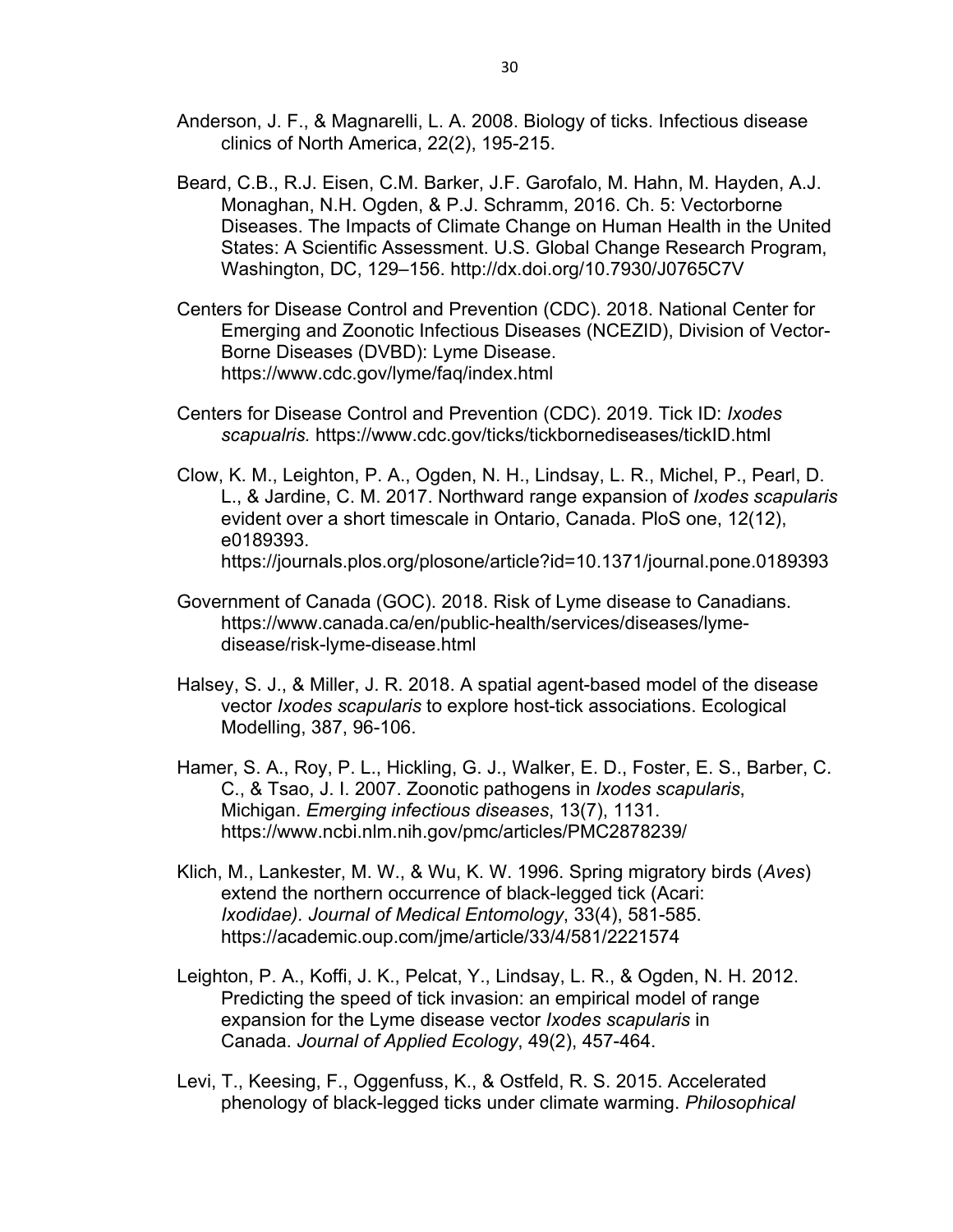Anderson, J. F., & Magnarelli, L. A. 2008. Biology of ticks. Infectious disease clinics of North America, 22(2), 195-215.

Beard, C.B., R.J. Eisen, C.M. Barker, J.F. Garofalo, M. Hahn, M. Hayden, A.J. Monaghan, N.H. Ogden, & P.J. Schramm, 2016. Ch. 5: Vectorborne Diseases. The Impacts of Climate Change on Human Health in the United States: A Scientific Assessment. U.S. Global Change Research Program, Washington, DC, 129–156. http://dx.doi.org/10.7930/J0765C7V

Centers for Disease Control and Prevention (CDC). 2018. National Center for Emerging and Zoonotic Infectious Diseases (NCEZID), Division of Vector-Borne Diseases (DVBD): Lyme Disease. https://www.cdc.gov/lyme/faq/index.html

Centers for Disease Control and Prevention (CDC). 2019. Tick ID: *Ixodes scapualris.* https://www.cdc.gov/ticks/tickbornediseases/tickID.html

Clow, K. M., Leighton, P. A., Ogden, N. H., Lindsay, L. R., Michel, P., Pearl, D. L., & Jardine, C. M. 2017. Northward range expansion of *Ixodes scapularis* evident over a short timescale in Ontario, Canada. PloS one, 12(12), e0189393. https://journals.plos.org/plosone/article?id=10.1371/journal.pone.0189393

Government of Canada (GOC). 2018. Risk of Lyme disease to Canadians. https://www.canada.ca/en/public-health/services/diseases/lyme-disease/risk-lyme-disease.html

Halsey, S. J., & Miller, J. R. 2018. A spatial agent-based model of the disease vector *Ixodes scapularis* to explore host-tick associations. Ecological Modelling, 387, 96-106.

Hamer, S. A., Roy, P. L., Hickling, G. J., Walker, E. D., Foster, E. S., Barber, C. C., & Tsao, J. I. 2007. Zoonotic pathogens in *Ixodes scapularis*, Michigan. *Emerging infectious diseases*, 13(7), 1131. https://www.ncbi.nlm.nih.gov/pmc/articles/PMC2878239/

Klich, M., Lankester, M. W., & Wu, K. W. 1996. Spring migratory birds (*Aves*) extend the northern occurrence of black-legged tick (Acari: *Ixodidae). Journal of Medical Entomology*, 33(4), 581-585. https://academic.oup.com/jme/article/33/4/581/2221574

Leighton, P. A., Koffi, J. K., Pelcat, Y., Lindsay, L. R., & Ogden, N. H. 2012. Predicting the speed of tick invasion: an empirical model of range expansion for the Lyme disease vector *Ixodes scapularis* in Canada. *Journal of Applied Ecology*, 49(2), 457-464.

Levi, T., Keesing, F., Oggenfuss, K., & Ostfeld, R. S. 2015. Accelerated phenology of black-legged ticks under climate warming. *Philosophical*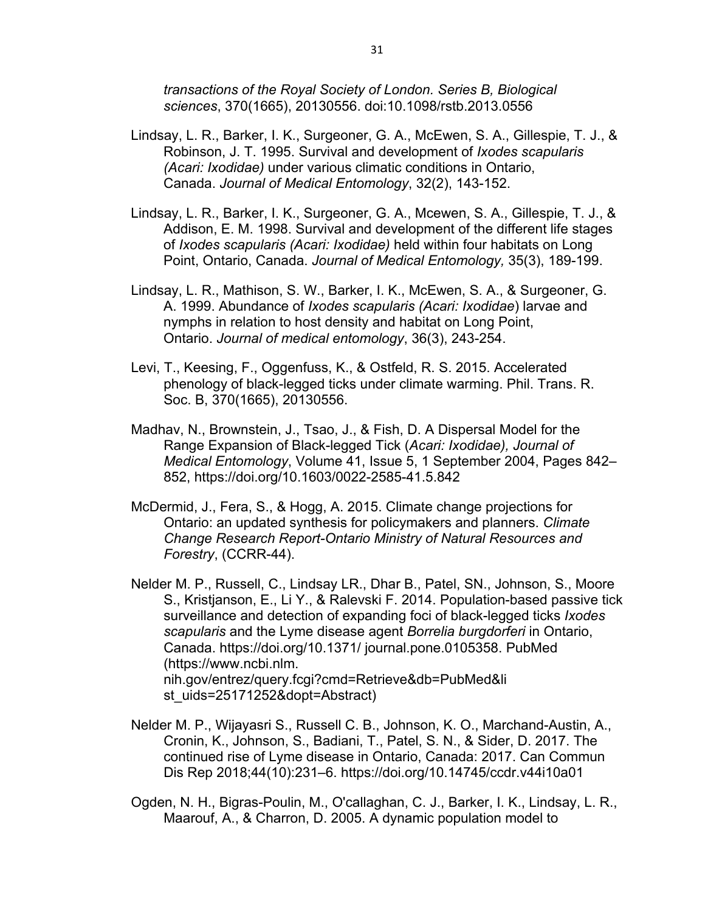*transactions of the Royal Society of London. Series B, Biological sciences*, 370(1665), 20130556. doi:10.1098/rstb.2013.0556

Lindsay, L. R., Barker, I. K., Surgeoner, G. A., McEwen, S. A., Gillespie, T. J., & Robinson, J. T. 1995. Survival and development of *Ixodes scapularis (Acari: Ixodidae)* under various climatic conditions in Ontario, Canada. *Journal of Medical Entomology*, 32(2), 143-152.

Lindsay, L. R., Barker, I. K., Surgeoner, G. A., Mcewen, S. A., Gillespie, T. J., & Addison, E. M. 1998. Survival and development of the different life stages of *Ixodes scapularis (Acari: Ixodidae)* held within four habitats on Long Point, Ontario, Canada. *Journal of Medical Entomology,* 35(3), 189-199.

Lindsay, L. R., Mathison, S. W., Barker, I. K., McEwen, S. A., & Surgeoner, G. A. 1999. Abundance of *Ixodes scapularis (Acari: Ixodidae*) larvae and nymphs in relation to host density and habitat on Long Point, Ontario. *Journal of medical entomology*, 36(3), 243-254.

Levi, T., Keesing, F., Oggenfuss, K., & Ostfeld, R. S. 2015. Accelerated phenology of black-legged ticks under climate warming. Phil. Trans. R. Soc. B, 370(1665), 20130556.

Madhav, N., Brownstein, J., Tsao, J., & Fish, D. A Dispersal Model for the Range Expansion of Black-legged Tick (*Acari: Ixodidae), Journal of Medical Entomology*, Volume 41, Issue 5, 1 September 2004, Pages 842–852, https://doi.org/10.1603/0022-2585-41.5.842

McDermid, J., Fera, S., & Hogg, A. 2015. Climate change projections for Ontario: an updated synthesis for policymakers and planners. *Climate Change Research Report-Ontario Ministry of Natural Resources and Forestry*, (CCRR-44).

Nelder M. P., Russell, C., Lindsay LR., Dhar B., Patel, SN., Johnson, S., Moore S., Kristjanson, E., Li Y., & Ralevski F. 2014. Population-based passive tick surveillance and detection of expanding foci of black-legged ticks *Ixodes scapularis* and the Lyme disease agent *Borrelia burgdorferi* in Ontario, Canada. https://doi.org/10.1371/ journal.pone.0105358. PubMed (https://www.ncbi.nlm. nih.gov/entrez/query.fcgi?cmd=Retrieve&db=PubMed&list_uids=25171252&dopt=Abstract)

Nelder M. P., Wijayasri S., Russell C. B., Johnson, K. O., Marchand-Austin, A., Cronin, K., Johnson, S., Badiani, T., Patel, S. N., & Sider, D. 2017. The continued rise of Lyme disease in Ontario, Canada: 2017. Can Commun Dis Rep 2018;44(10):231–6. https://doi.org/10.14745/ccdr.v44i10a01

Ogden, N. H., Bigras-Poulin, M., O'callaghan, C. J., Barker, I. K., Lindsay, L. R., Maarouf, A., & Charron, D. 2005. A dynamic population model to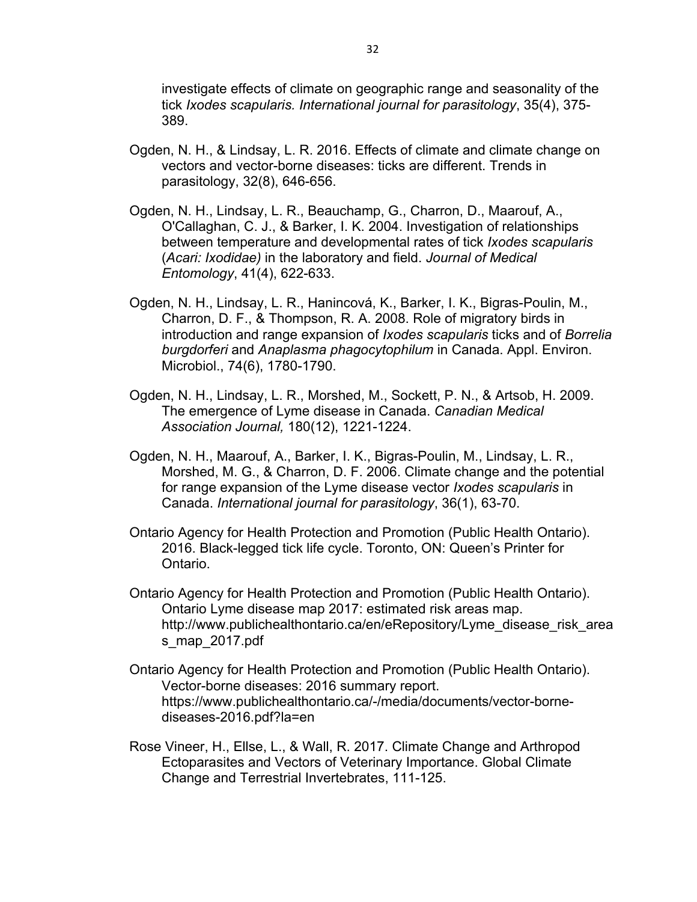investigate effects of climate on geographic range and seasonality of the tick *Ixodes scapularis. International journal for parasitology*, 35(4), 375-389.

Ogden, N. H., & Lindsay, L. R. 2016. Effects of climate and climate change on vectors and vector-borne diseases: ticks are different. Trends in parasitology, 32(8), 646-656.

Ogden, N. H., Lindsay, L. R., Beauchamp, G., Charron, D., Maarouf, A., O'Callaghan, C. J., & Barker, I. K. 2004. Investigation of relationships between temperature and developmental rates of tick *Ixodes scapularis* (*Acari: Ixodidae)* in the laboratory and field. *Journal of Medical Entomology*, 41(4), 622-633.

Ogden, N. H., Lindsay, L. R., Hanincová, K., Barker, I. K., Bigras-Poulin, M., Charron, D. F., & Thompson, R. A. 2008. Role of migratory birds in introduction and range expansion of *Ixodes scapularis* ticks and of *Borrelia burgdorferi* and *Anaplasma phagocytophilum* in Canada. Appl. Environ. Microbiol., 74(6), 1780-1790.

Ogden, N. H., Lindsay, L. R., Morshed, M., Sockett, P. N., & Artsob, H. 2009. The emergence of Lyme disease in Canada. *Canadian Medical Association Journal,* 180(12), 1221-1224.

Ogden, N. H., Maarouf, A., Barker, I. K., Bigras-Poulin, M., Lindsay, L. R., Morshed, M. G., & Charron, D. F. 2006. Climate change and the potential for range expansion of the Lyme disease vector *Ixodes scapularis* in Canada. *International journal for parasitology*, 36(1), 63-70.

Ontario Agency for Health Protection and Promotion (Public Health Ontario). 2016. Black-legged tick life cycle. Toronto, ON: Queen's Printer for Ontario.

Ontario Agency for Health Protection and Promotion (Public Health Ontario). Ontario Lyme disease map 2017: estimated risk areas map. http://www.publichealthontario.ca/en/eRepository/Lyme_disease_risk_areas_map_2017.pdf

Ontario Agency for Health Protection and Promotion (Public Health Ontario). Vector-borne diseases: 2016 summary report. https://www.publichealthontario.ca/-/media/documents/vector-borne-diseases-2016.pdf?la=en

Rose Vineer, H., Ellse, L., & Wall, R. 2017. Climate Change and Arthropod Ectoparasites and Vectors of Veterinary Importance. Global Climate Change and Terrestrial Invertebrates, 111-125.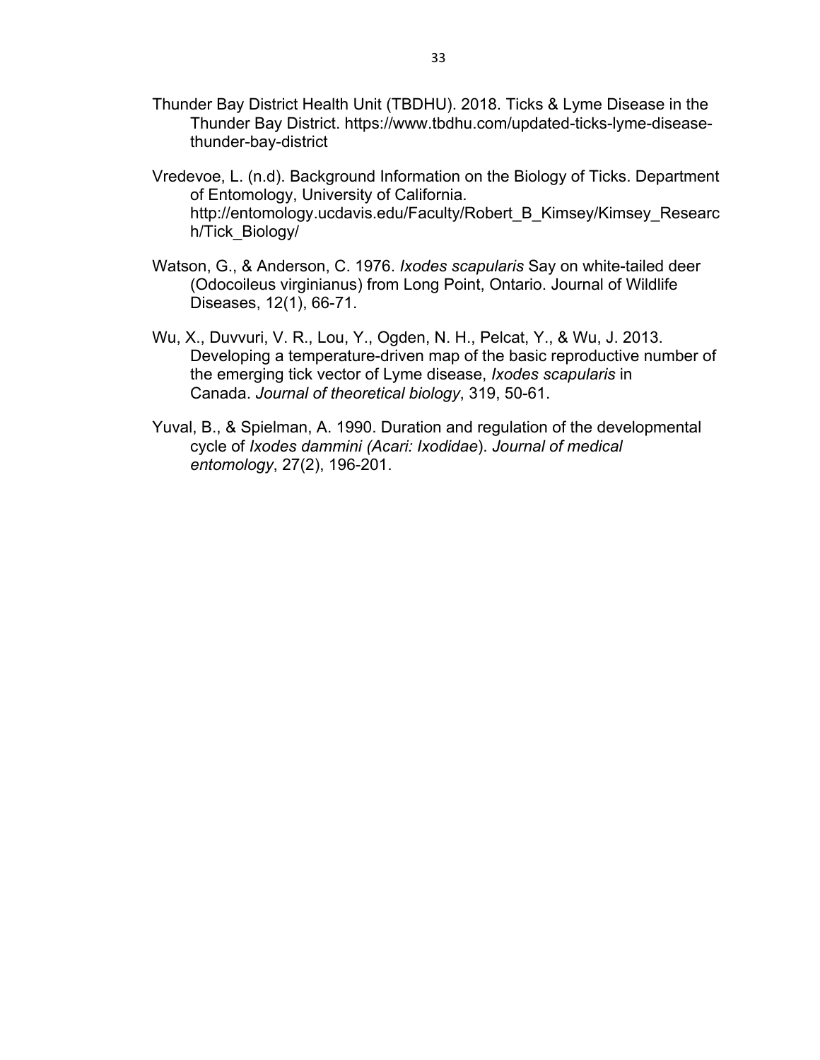Thunder Bay District Health Unit (TBDHU). 2018. Ticks & Lyme Disease in the Thunder Bay District. https://www.tbdhu.com/updated-ticks-lyme-disease-thunder-bay-district

Vredevoe, L. (n.d). Background Information on the Biology of Ticks. Department of Entomology, University of California. http://entomology.ucdavis.edu/Faculty/Robert_B_Kimsey/Kimsey_Research/Tick_Biology/

Watson, G., & Anderson, C. 1976. *Ixodes scapularis* Say on white-tailed deer (Odocoileus virginianus) from Long Point, Ontario. Journal of Wildlife Diseases, 12(1), 66-71.

Wu, X., Duvvuri, V. R., Lou, Y., Ogden, N. H., Pelcat, Y., & Wu, J. 2013. Developing a temperature-driven map of the basic reproductive number of the emerging tick vector of Lyme disease, *Ixodes scapularis* in Canada. *Journal of theoretical biology*, 319, 50-61.

Yuval, B., & Spielman, A. 1990. Duration and regulation of the developmental cycle of *Ixodes dammini (Acari: Ixodidae*). *Journal of medical entomology*, 27(2), 196-201.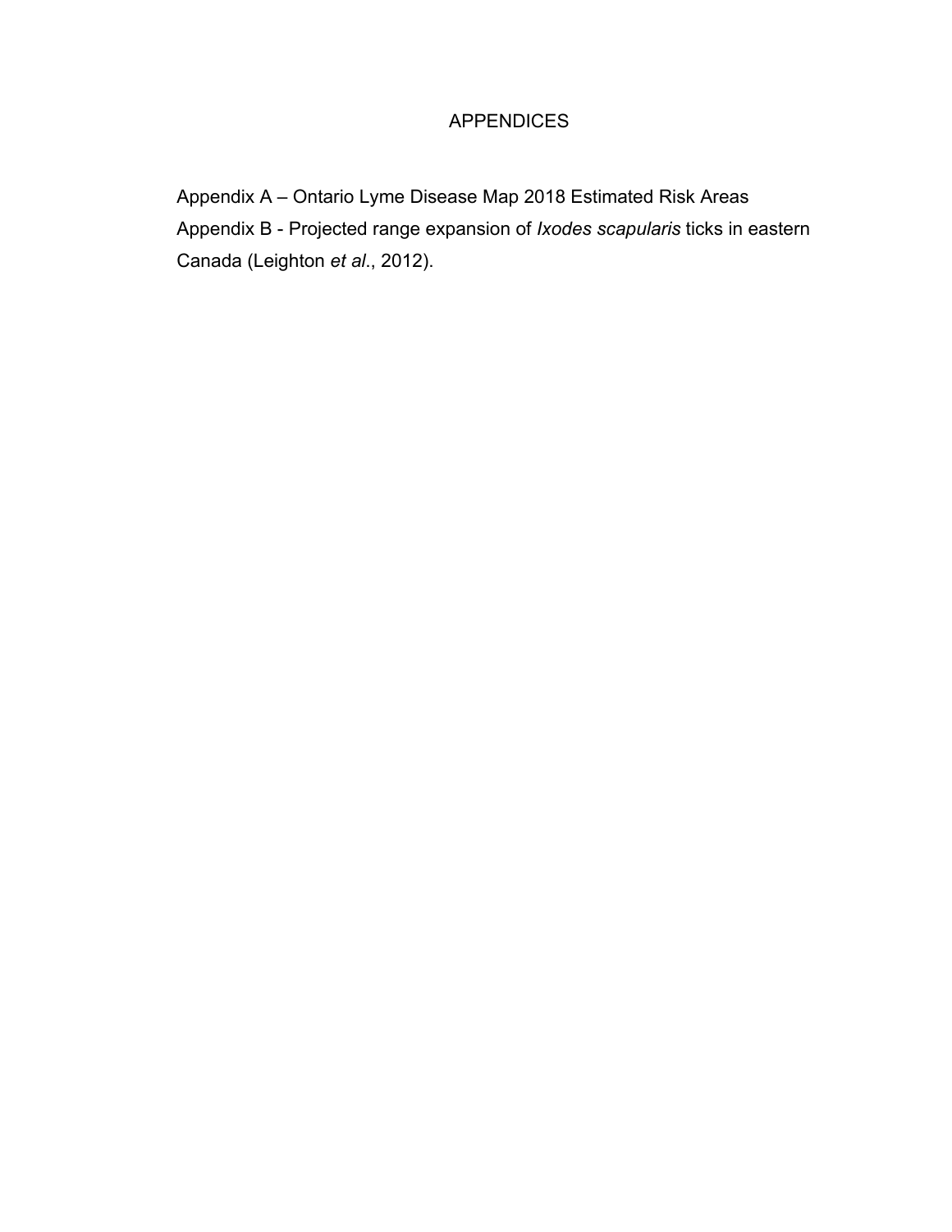# APPENDICES

Appendix A – Ontario Lyme Disease Map 2018 Estimated Risk Areas
Appendix B - Projected range expansion of *Ixodes scapularis* ticks in eastern Canada (Leighton *et al*., 2012).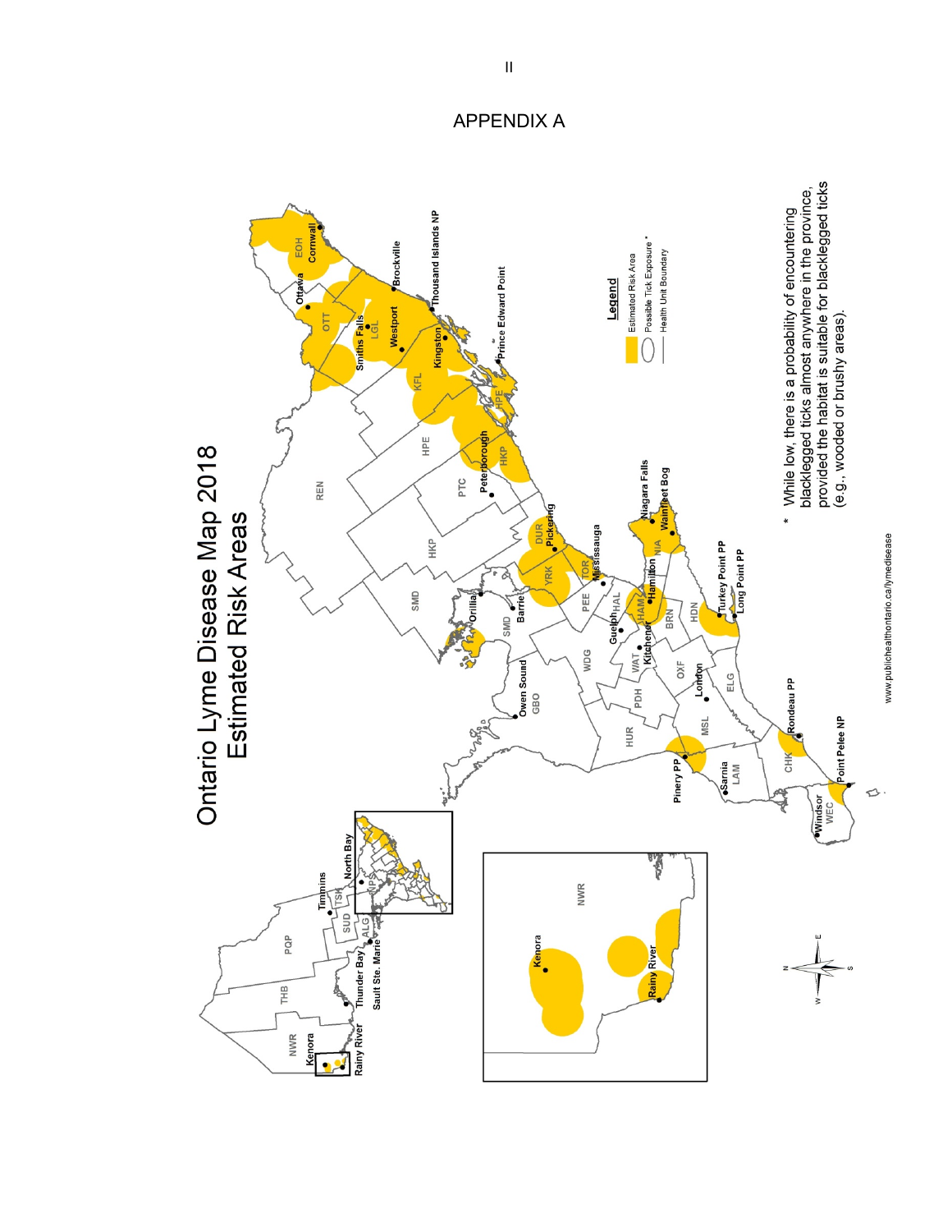# APPENDIX A

## Ontario Lyme Disease Map 2018
## Estimated Risk Areas

**Legend**

- Estimated Risk Area
- Possible Tick Exposure *
- Health Unit Boundary

\* While low, there is a probability of encountering blacklegged ticks almost anywhere in the province, provided the habitat is suitable for blacklegged ticks (e.g., wooded or brushy areas).

www.publichealthontario.ca/lymedisease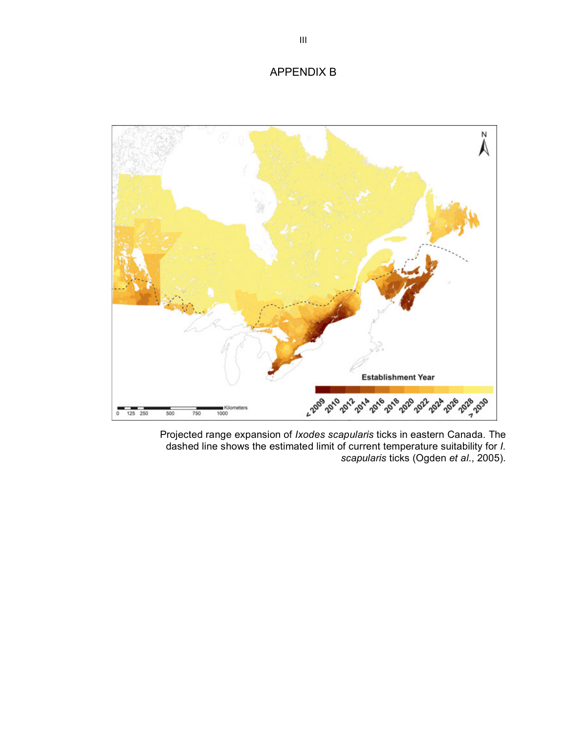# APPENDIX B

N

Establishment Year

< 2009
2010
2012
2014
2016
2018
2020
2022
2024
2026
2028
> 2030

0 125 250 500 750 1000 Kilometers

Projected range expansion of *Ixodes scapularis* ticks in eastern Canada. The dashed line shows the estimated limit of current temperature suitability for *I. scapularis* ticks (Ogden *et al*., 2005).